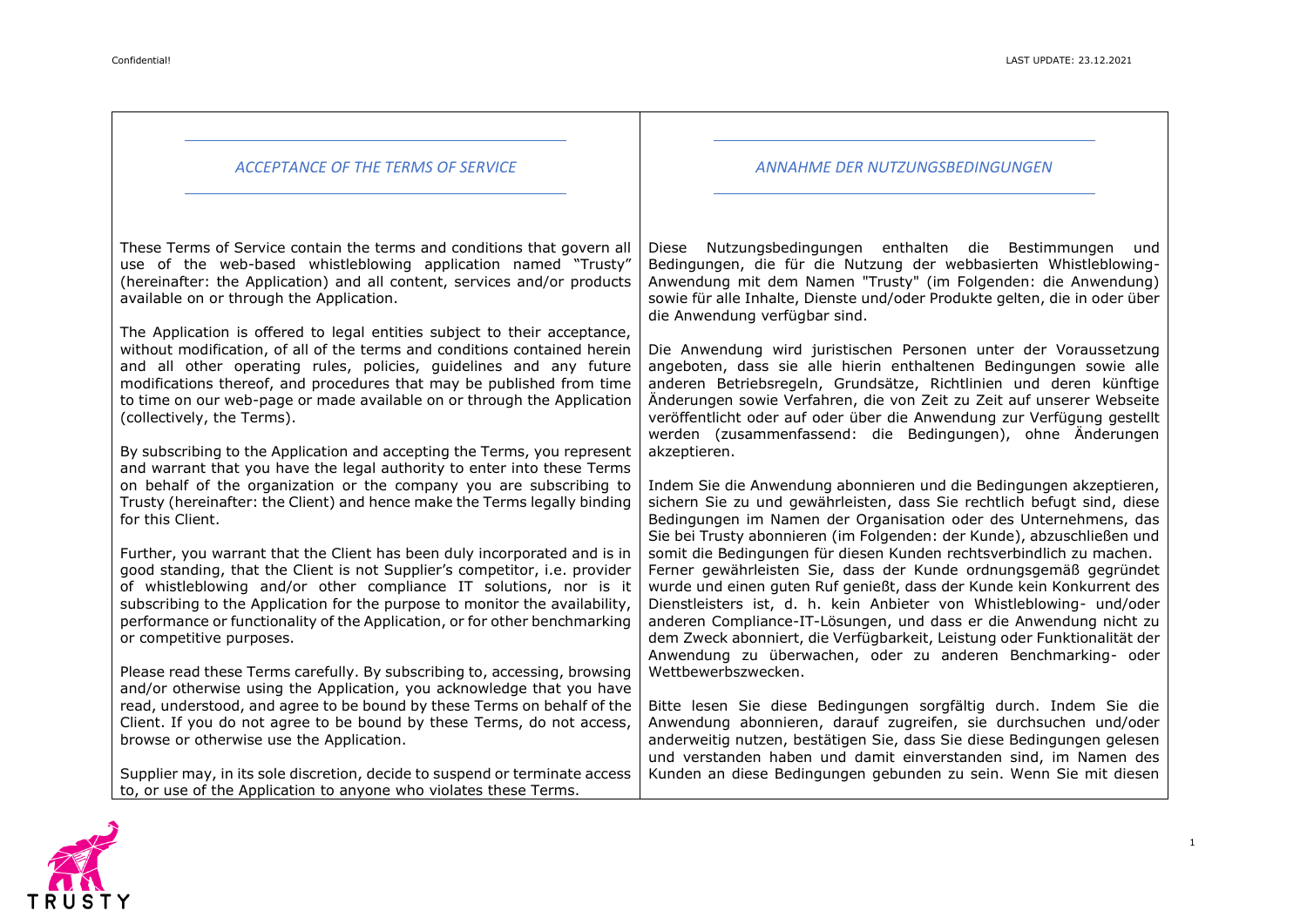## *ACCEPTANCE OF THE TERMS OF SERVICE*

These Terms of Service contain the terms and conditions that govern all use of the web-based whistleblowing application named "Trusty" (hereinafter: the Application) and all content, services and/or products available on or through the Application.

The Application is offered to legal entities subject to their acceptance, without modification, of all of the terms and conditions contained herein and all other operating rules, policies, guidelines and any future modifications thereof, and procedures that may be published from time to time on our web-page or made available on or through the Application (collectively, the Terms).

By subscribing to the Application and accepting the Terms, you represent and warrant that you have the legal authority to enter into these Terms on behalf of the organization or the company you are subscribing to Trusty (hereinafter: the Client) and hence make the Terms legally binding for this Client.

Further, you warrant that the Client has been duly incorporated and is in good standing, that the Client is not Supplier's competitor, i.e. provider of whistleblowing and/or other compliance IT solutions, nor is it subscribing to the Application for the purpose to monitor the availability, performance or functionality of the Application, or for other benchmarking or competitive purposes.

Please read these Terms carefully. By subscribing to, accessing, browsing and/or otherwise using the Application, you acknowledge that you have read, understood, and agree to be bound by these Terms on behalf of the Client. If you do not agree to be bound by these Terms, do not access, browse or otherwise use the Application.

Supplier may, in its sole discretion, decide to suspend or terminate access to, or use of the Application to anyone who violates these Terms.

## *ANNAHME DER NUTZUNGSBEDINGUNGEN*

Diese Nutzungsbedingungen enthalten die Bestimmungen und Bedingungen, die für die Nutzung der webbasierten Whistleblowing-Anwendung mit dem Namen "Trusty" (im Folgenden: die Anwendung) sowie für alle Inhalte, Dienste und/oder Produkte gelten, die in oder über die Anwendung verfügbar sind.

Die Anwendung wird juristischen Personen unter der Voraussetzung angeboten, dass sie alle hierin enthaltenen Bedingungen sowie alle anderen Betriebsregeln, Grundsätze, Richtlinien und deren künftige Änderungen sowie Verfahren, die von Zeit zu Zeit auf unserer Webseite veröffentlicht oder auf oder über die Anwendung zur Verfügung gestellt werden (zusammenfassend: die Bedingungen), ohne Änderungen akzeptieren.

Indem Sie die Anwendung abonnieren und die Bedingungen akzeptieren, sichern Sie zu und gewährleisten, dass Sie rechtlich befugt sind, diese Bedingungen im Namen der Organisation oder des Unternehmens, das Sie bei Trusty abonnieren (im Folgenden: der Kunde), abzuschließen und somit die Bedingungen für diesen Kunden rechtsverbindlich zu machen.
Ferner gewährleisten Sie, dass der Kunde ordnungsgemäß gegründet wurde und einen guten Ruf genießt, dass der Kunde kein Konkurrent des Dienstleisters ist, d. h. kein Anbieter von Whistleblowing- und/oder anderen Compliance-IT-Lösungen, und dass er die Anwendung nicht zu dem Zweck abonniert, die Verfügbarkeit, Leistung oder Funktionalität der Anwendung zu überwachen, oder zu anderen Benchmarking- oder Wettbewerbszwecken.

Bitte lesen Sie diese Bedingungen sorgfältig durch. Indem Sie die Anwendung abonnieren, darauf zugreifen, sie durchsuchen und/oder anderweitig nutzen, bestätigen Sie, dass Sie diese Bedingungen gelesen und verstanden haben und damit einverstanden sind, im Namen des Kunden an diese Bedingungen gebunden zu sein. Wenn Sie mit diesen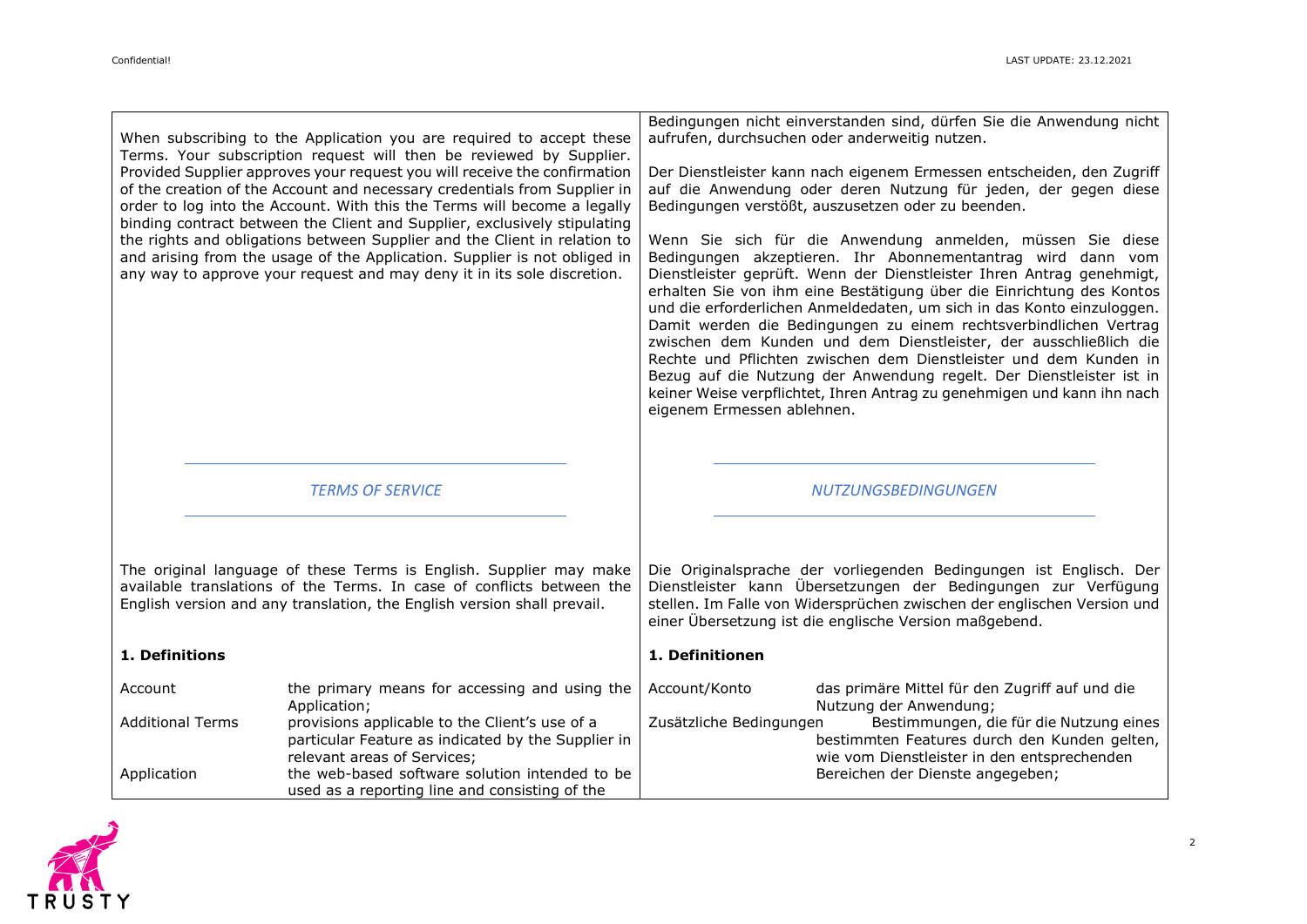When subscribing to the Application you are required to accept these Terms. Your subscription request will then be reviewed by Supplier. Provided Supplier approves your request you will receive the confirmation of the creation of the Account and necessary credentials from Supplier in order to log into the Account. With this the Terms will become a legally binding contract between the Client and Supplier, exclusively stipulating the rights and obligations between Supplier and the Client in relation to and arising from the usage of the Application. Supplier is not obliged in any way to approve your request and may deny it in its sole discretion.

Bedingungen nicht einverstanden sind, dürfen Sie die Anwendung nicht aufrufen, durchsuchen oder anderweitig nutzen.

Der Dienstleister kann nach eigenem Ermessen entscheiden, den Zugriff auf die Anwendung oder deren Nutzung für jeden, der gegen diese Bedingungen verstößt, auszusetzen oder zu beenden.

Wenn Sie sich für die Anwendung anmelden, müssen Sie diese Bedingungen akzeptieren. Ihr Abonnementantrag wird dann vom Dienstleister geprüft. Wenn der Dienstleister Ihren Antrag genehmigt, erhalten Sie von ihm eine Bestätigung über die Einrichtung des Kontos und die erforderlichen Anmeldedaten, um sich in das Konto einzuloggen. Damit werden die Bedingungen zu einem rechtsverbindlichen Vertrag zwischen dem Kunden und dem Dienstleister, der ausschließlich die Rechte und Pflichten zwischen dem Dienstleister und dem Kunden in Bezug auf die Nutzung der Anwendung regelt. Der Dienstleister ist in keiner Weise verpflichtet, Ihren Antrag zu genehmigen und kann ihn nach eigenem Ermessen ablehnen.

## *TERMS OF SERVICE*

## *NUTZUNGSBEDINGUNGEN*

The original language of these Terms is English. Supplier may make available translations of the Terms. In case of conflicts between the English version and any translation, the English version shall prevail.

Die Originalsprache der vorliegenden Bedingungen ist Englisch. Der Dienstleister kann Übersetzungen der Bedingungen zur Verfügung stellen. Im Falle von Widersprüchen zwischen der englischen Version und einer Übersetzung ist die englische Version maßgebend.

### 1. Definitions

| | |
|---|---|
| Account | the primary means for accessing and using the Application; |
| Additional Terms | provisions applicable to the Client's use of a particular Feature as indicated by the Supplier in relevant areas of Services; |
| Application | the web-based software solution intended to be used as a reporting line and consisting of the |

### 1. Definitionen

| | |
|---|---|
| Account/Konto | das primäre Mittel für den Zugriff auf und die Nutzung der Anwendung; |
| Zusätzliche Bedingungen | Bestimmungen, die für die Nutzung eines bestimmten Features durch den Kunden gelten, wie vom Dienstleister in den entsprechenden Bereichen der Dienste angegeben; |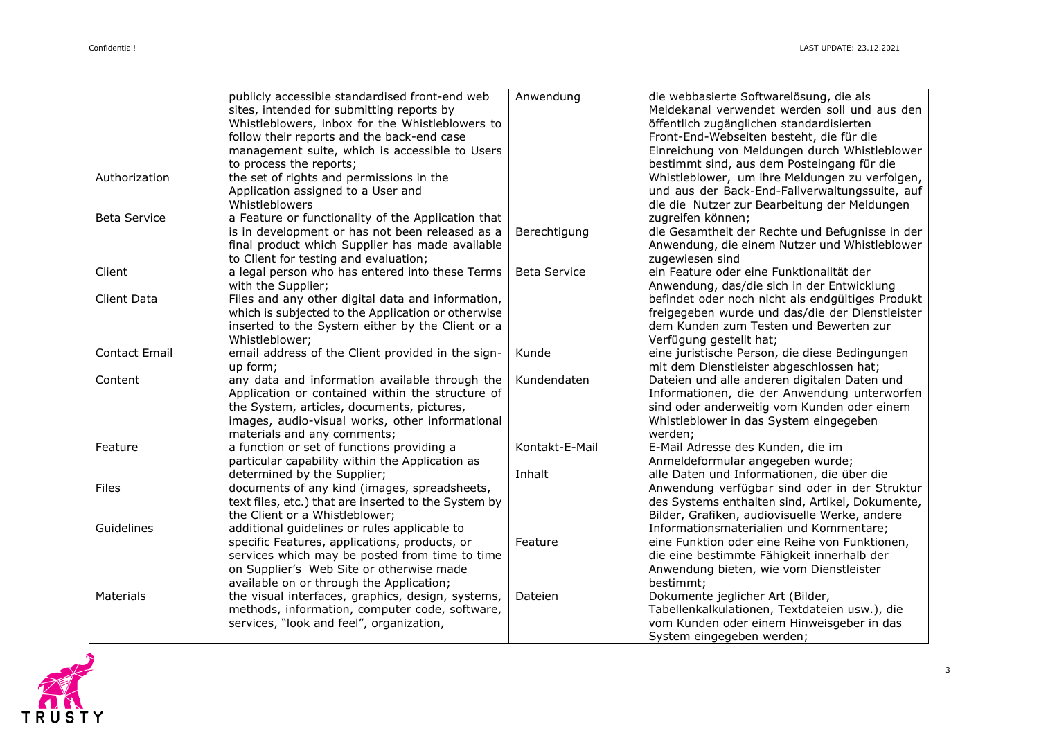| | | | |
|---|---|---|---|
| | publicly accessible standardised front-end web sites, intended for submitting reports by Whistleblowers, inbox for the Whistleblowers to follow their reports and the back-end case management suite, which is accessible to Users to process the reports; | Anwendung | die webbasierte Softwarelösung, die als Meldekanal verwendet werden soll und aus den öffentlich zugänglichen standardisierten Front-End-Webseiten besteht, die für die Einreichung von Meldungen durch Whistleblower bestimmt sind, aus dem Posteingang für die Whistleblower, um ihre Meldungen zu verfolgen, und aus der Back-End-Fallverwaltungssuite, auf die die Nutzer zur Bearbeitung der Meldungen zugreifen können; |
| Authorization | the set of rights and permissions in the Application assigned to a User and Whistleblowers | Berechtigung | die Gesamtheit der Rechte und Befugnisse in der Anwendung, die einem Nutzer und Whistleblower zugewiesen sind |
| Beta Service | a Feature or functionality of the Application that is in development or has not been released as a final product which Supplier has made available to Client for testing and evaluation; | Beta Service | ein Feature oder eine Funktionalität der Anwendung, das/die sich in der Entwicklung befindet oder noch nicht als endgültiges Produkt freigegeben wurde und das/die der Dienstleister dem Kunden zum Testen und Bewerten zur Verfügung gestellt hat; |
| Client | a legal person who has entered into these Terms with the Supplier; | Kunde | eine juristische Person, die diese Bedingungen mit dem Dienstleister abgeschlossen hat; |
| Client Data | Files and any other digital data and information, which is subjected to the Application or otherwise inserted to the System either by the Client or a Whistleblower; | Kundendaten | Dateien und alle anderen digitalen Daten und Informationen, die der Anwendung unterworfen sind oder anderweitig vom Kunden oder einem Whistleblower in das System eingegeben werden; |
| Contact Email | email address of the Client provided in the sign-up form; | Kontakt-E-Mail | E-Mail Adresse des Kunden, die im Anmeldeformular angegeben wurde; |
| Content | any data and information available through the Application or contained within the structure of the System, articles, documents, pictures, images, audio-visual works, other informational materials and any comments; | Inhalt | alle Daten und Informationen, die über die Anwendung verfügbar sind oder in der Struktur des Systems enthalten sind, Artikel, Dokumente, Bilder, Grafiken, audiovisuelle Werke, andere Informationsmaterialien und Kommentare; |
| Feature | a function or set of functions providing a particular capability within the Application as determined by the Supplier; | Feature | eine Funktion oder eine Reihe von Funktionen, die eine bestimmte Fähigkeit innerhalb der Anwendung bieten, wie vom Dienstleister bestimmt; |
| Files | documents of any kind (images, spreadsheets, text files, etc.) that are inserted to the System by the Client or a Whistleblower; | Dateien | Dokumente jeglicher Art (Bilder, Tabellenkalkulationen, Textdateien usw.), die vom Kunden oder einem Hinweisgeber in das System eingegeben werden; |
| Guidelines | additional guidelines or rules applicable to specific Features, applications, products, or services which may be posted from time to time on Supplier's Web Site or otherwise made available on or through the Application; | | |
| Materials | the visual interfaces, graphics, design, systems, methods, information, computer code, software, services, "look and feel", organization, | | |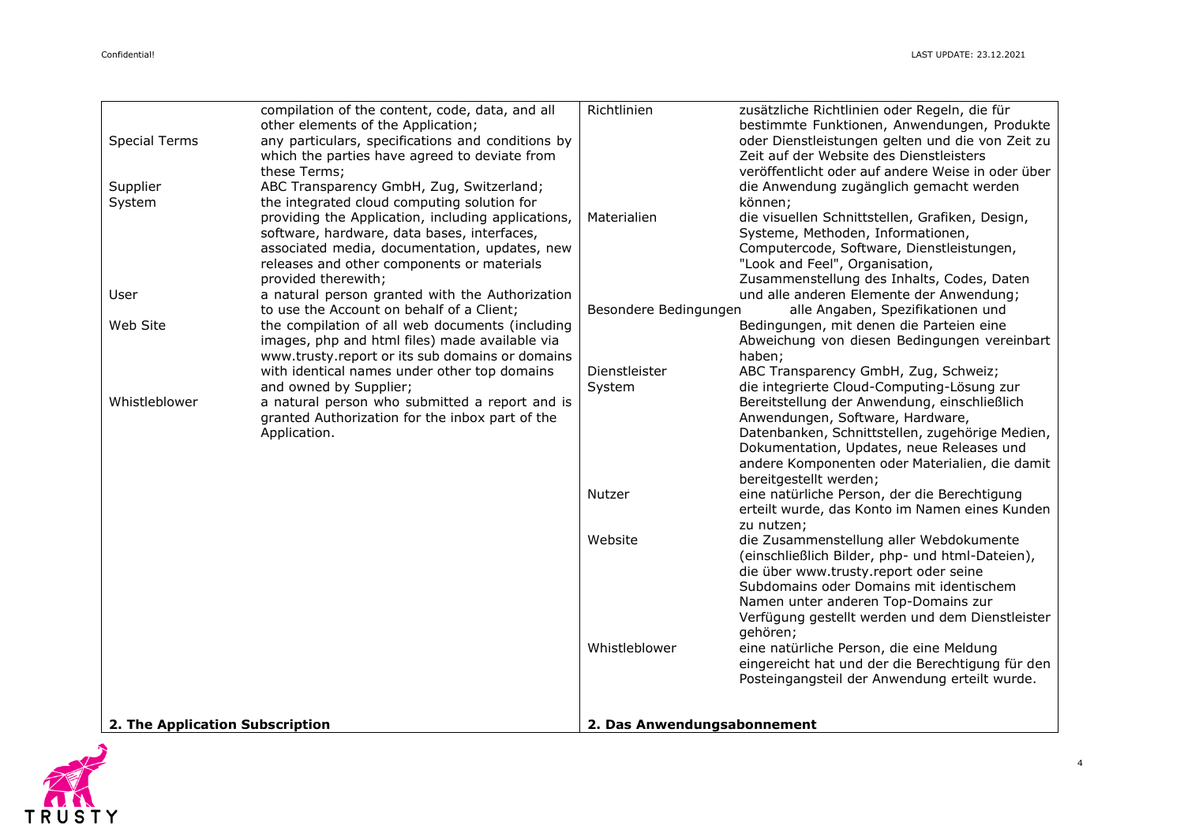| | | | |
|---|---|---|---|
| | compilation of the content, code, data, and all other elements of the Application; | Richtlinien | zusätzliche Richtlinien oder Regeln, die für bestimmte Funktionen, Anwendungen, Produkte oder Dienstleistungen gelten und die von Zeit zu Zeit auf der Website des Dienstleisters veröffentlicht oder auf andere Weise in oder über die Anwendung zugänglich gemacht werden können; |
| Special Terms | any particulars, specifications and conditions by which the parties have agreed to deviate from these Terms; | Materialien | die visuellen Schnittstellen, Grafiken, Design, Systeme, Methoden, Informationen, Computercode, Software, Dienstleistungen, "Look and Feel", Organisation, Zusammenstellung des Inhalts, Codes, Daten und alle anderen Elemente der Anwendung; |
| Supplier | ABC Transparency GmbH, Zug, Switzerland; | Besondere Bedingungen | alle Angaben, Spezifikationen und Bedingungen, mit denen die Parteien eine Abweichung von diesen Bedingungen vereinbart haben; |
| System | the integrated cloud computing solution for providing the Application, including applications, software, hardware, data bases, interfaces, associated media, documentation, updates, new releases and other components or materials provided therewith; | Dienstleister | ABC Transparency GmbH, Zug, Schweiz; |
| User | a natural person granted with the Authorization to use the Account on behalf of a Client; | System | die integrierte Cloud-Computing-Lösung zur Bereitstellung der Anwendung, einschließlich Anwendungen, Software, Hardware, Datenbanken, Schnittstellen, zugehörige Medien, Dokumentation, Updates, neue Releases und andere Komponenten oder Materialien, die damit bereitgestellt werden; |
| Web Site | the compilation of all web documents (including images, php and html files) made available via www.trusty.report or its sub domains or domains with identical names under other top domains and owned by Supplier; | Nutzer | eine natürliche Person, der die Berechtigung erteilt wurde, das Konto im Namen eines Kunden zu nutzen; |
| Whistleblower | a natural person who submitted a report and is granted Authorization for the inbox part of the Application. | Website | die Zusammenstellung aller Webdokumente (einschließlich Bilder, php- und html-Dateien), die über www.trusty.report oder seine Subdomains oder Domains mit identischem Namen unter anderen Top-Domains zur Verfügung gestellt werden und dem Dienstleister gehören; |
| | | Whistleblower | eine natürliche Person, die eine Meldung eingereicht hat und der die Berechtigung für den Posteingangsteil der Anwendung erteilt wurde. |
| **2. The Application Subscription** | | **2. Das Anwendungsabonnement** | |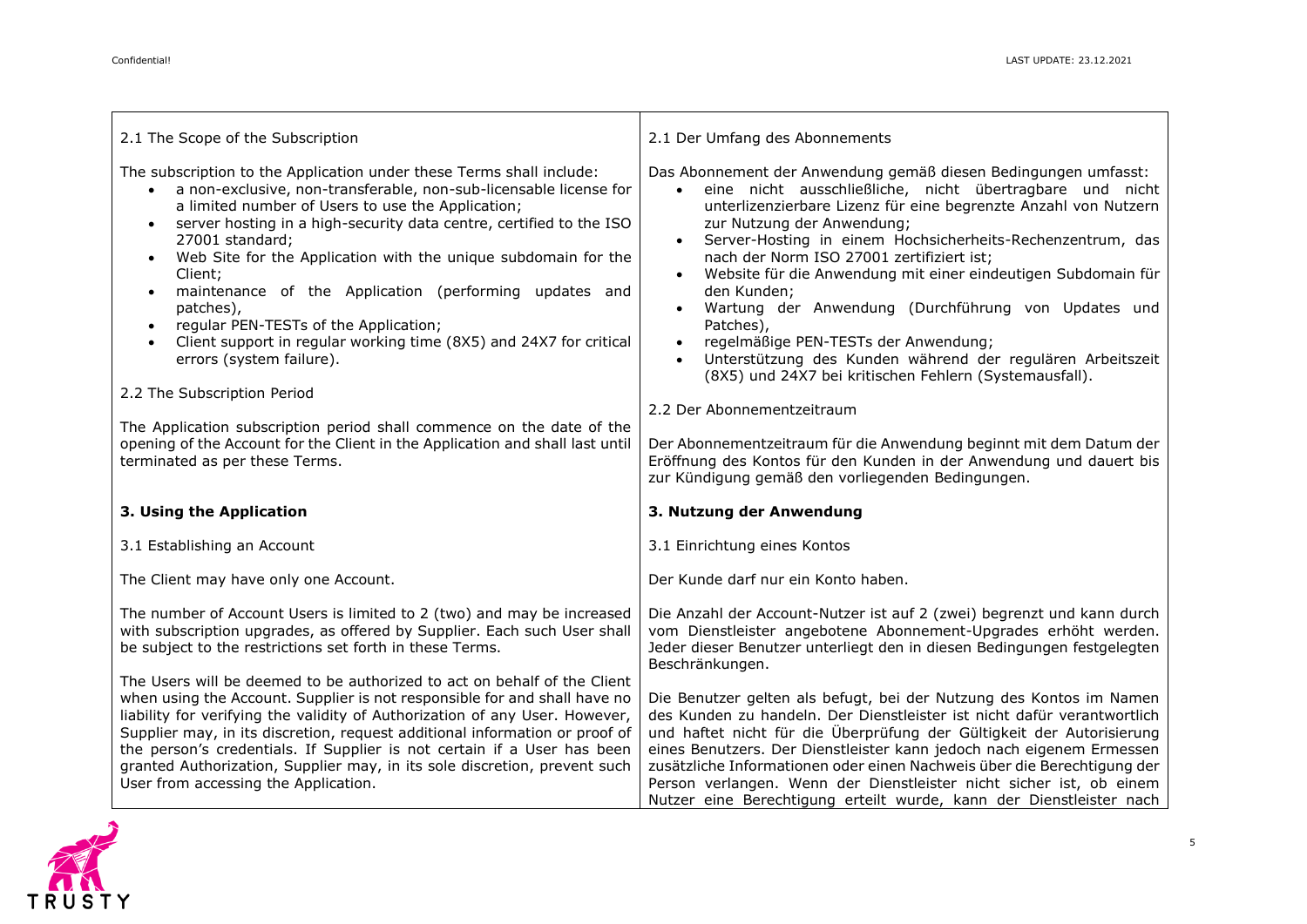| | |
|---|---|
| 2.1 The Scope of the Subscription<br><br>The subscription to the Application under these Terms shall include:<br>• a non-exclusive, non-transferable, non-sub-licensable license for a limited number of Users to use the Application;<br>• server hosting in a high-security data centre, certified to the ISO 27001 standard;<br>• Web Site for the Application with the unique subdomain for the Client;<br>• maintenance of the Application (performing updates and patches),<br>• regular PEN-TESTs of the Application;<br>• Client support in regular working time (8X5) and 24X7 for critical errors (system failure). | 2.1 Der Umfang des Abonnements<br><br>Das Abonnement der Anwendung gemäß diesen Bedingungen umfasst:<br>• eine nicht ausschließliche, nicht übertragbare und nicht unterlizenzierbare Lizenz für eine begrenzte Anzahl von Nutzern zur Nutzung der Anwendung;<br>• Server-Hosting in einem Hochsicherheits-Rechenzentrum, das nach der Norm ISO 27001 zertifiziert ist;<br>• Website für die Anwendung mit einer eindeutigen Subdomain für den Kunden;<br>• Wartung der Anwendung (Durchführung von Updates und Patches),<br>• regelmäßige PEN-TESTs der Anwendung;<br>• Unterstützung des Kunden während der regulären Arbeitszeit (8X5) und 24X7 bei kritischen Fehlern (Systemausfall). |
| 2.2 The Subscription Period<br><br>The Application subscription period shall commence on the date of the opening of the Account for the Client in the Application and shall last until terminated as per these Terms. | 2.2 Der Abonnementzeitraum<br><br>Der Abonnementzeitraum für die Anwendung beginnt mit dem Datum der Eröffnung des Kontos für den Kunden in der Anwendung und dauert bis zur Kündigung gemäß den vorliegenden Bedingungen. |
| **3. Using the Application** | **3. Nutzung der Anwendung** |
| 3.1 Establishing an Account<br><br>The Client may have only one Account. | 3.1 Einrichtung eines Kontos<br><br>Der Kunde darf nur ein Konto haben. |
| The number of Account Users is limited to 2 (two) and may be increased with subscription upgrades, as offered by Supplier. Each such User shall be subject to the restrictions set forth in these Terms. | Die Anzahl der Account-Nutzer ist auf 2 (zwei) begrenzt und kann durch vom Dienstleister angebotene Abonnement-Upgrades erhöht werden. Jeder dieser Benutzer unterliegt den in diesen Bedingungen festgelegten Beschränkungen. |
| The Users will be deemed to be authorized to act on behalf of the Client when using the Account. Supplier is not responsible for and shall have no liability for verifying the validity of Authorization of any User. However, Supplier may, in its discretion, request additional information or proof of the person's credentials. If Supplier is not certain if a User has been granted Authorization, Supplier may, in its sole discretion, prevent such User from accessing the Application. | Die Benutzer gelten als befugt, bei der Nutzung des Kontos im Namen des Kunden zu handeln. Der Dienstleister ist nicht dafür verantwortlich und haftet nicht für die Überprüfung der Gültigkeit der Autorisierung eines Benutzers. Der Dienstleister kann jedoch nach eigenem Ermessen zusätzliche Informationen oder einen Nachweis über die Berechtigung der Person verlangen. Wenn der Dienstleister nicht sicher ist, ob einem Nutzer eine Berechtigung erteilt wurde, kann der Dienstleister nach |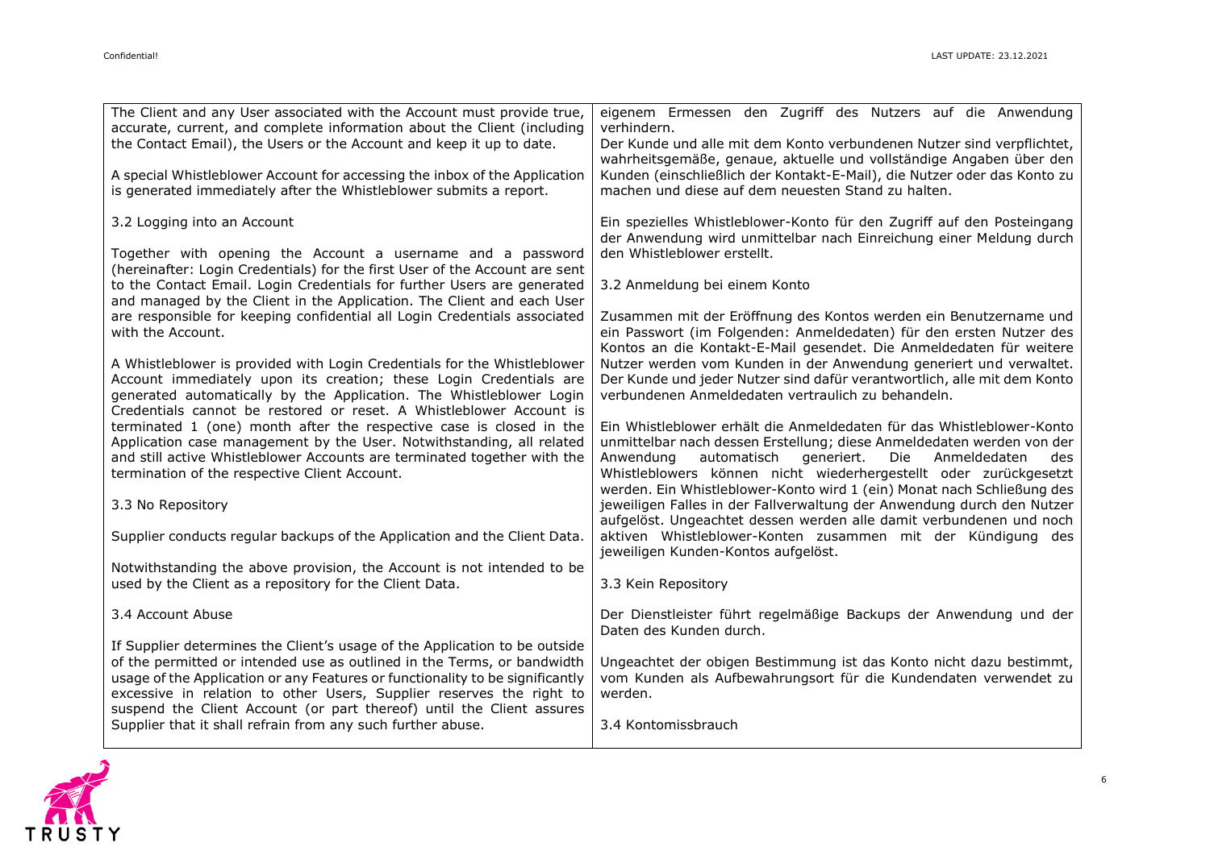| | |
|---|---|
| The Client and any User associated with the Account must provide true, accurate, current, and complete information about the Client (including the Contact Email), the Users or the Account and keep it up to date.<br><br>A special Whistleblower Account for accessing the inbox of the Application is generated immediately after the Whistleblower submits a report.<br><br>3.2 Logging into an Account<br><br>Together with opening the Account a username and a password (hereinafter: Login Credentials) for the first User of the Account are sent to the Contact Email. Login Credentials for further Users are generated and managed by the Client in the Application. The Client and each User are responsible for keeping confidential all Login Credentials associated with the Account.<br><br>A Whistleblower is provided with Login Credentials for the Whistleblower Account immediately upon its creation; these Login Credentials are generated automatically by the Application. The Whistleblower Login Credentials cannot be restored or reset. A Whistleblower Account is terminated 1 (one) month after the respective case is closed in the Application case management by the User. Notwithstanding, all related and still active Whistleblower Accounts are terminated together with the termination of the respective Client Account.<br><br>3.3 No Repository<br><br>Supplier conducts regular backups of the Application and the Client Data.<br><br>Notwithstanding the above provision, the Account is not intended to be used by the Client as a repository for the Client Data.<br><br>3.4 Account Abuse<br><br>If Supplier determines the Client's usage of the Application to be outside of the permitted or intended use as outlined in the Terms, or bandwidth usage of the Application or any Features or functionality to be significantly excessive in relation to other Users, Supplier reserves the right to suspend the Client Account (or part thereof) until the Client assures Supplier that it shall refrain from any such further abuse. | eigenem Ermessen den Zugriff des Nutzers auf die Anwendung verhindern.<br>Der Kunde und alle mit dem Konto verbundenen Nutzer sind verpflichtet, wahrheitsgemäße, genaue, aktuelle und vollständige Angaben über den Kunden (einschließlich der Kontakt-E-Mail), die Nutzer oder das Konto zu machen und diese auf dem neuesten Stand zu halten.<br><br>Ein spezielles Whistleblower-Konto für den Zugriff auf den Posteingang der Anwendung wird unmittelbar nach Einreichung einer Meldung durch den Whistleblower erstellt.<br><br>3.2 Anmeldung bei einem Konto<br><br>Zusammen mit der Eröffnung des Kontos werden ein Benutzername und ein Passwort (im Folgenden: Anmeldedaten) für den ersten Nutzer des Kontos an die Kontakt-E-Mail gesendet. Die Anmeldedaten für weitere Nutzer werden vom Kunden in der Anwendung generiert und verwaltet. Der Kunde und jeder Nutzer sind dafür verantwortlich, alle mit dem Konto verbundenen Anmeldedaten vertraulich zu behandeln.<br><br>Ein Whistleblower erhält die Anmeldedaten für das Whistleblower-Konto unmittelbar nach dessen Erstellung; diese Anmeldedaten werden von der Anwendung automatisch generiert. Die Anmeldedaten des Whistleblowers können nicht wiederhergestellt oder zurückgesetzt werden. Ein Whistleblower-Konto wird 1 (ein) Monat nach Schließung des jeweiligen Falles in der Fallverwaltung der Anwendung durch den Nutzer aufgelöst. Ungeachtet dessen werden alle damit verbundenen und noch aktiven Whistleblower-Konten zusammen mit der Kündigung des jeweiligen Kunden-Kontos aufgelöst.<br><br>3.3 Kein Repository<br><br>Der Dienstleister führt regelmäßige Backups der Anwendung und der Daten des Kunden durch.<br><br>Ungeachtet der obigen Bestimmung ist das Konto nicht dazu bestimmt, vom Kunden als Aufbewahrungsort für die Kundendaten verwendet zu werden.<br><br>3.4 Kontomissbrauch |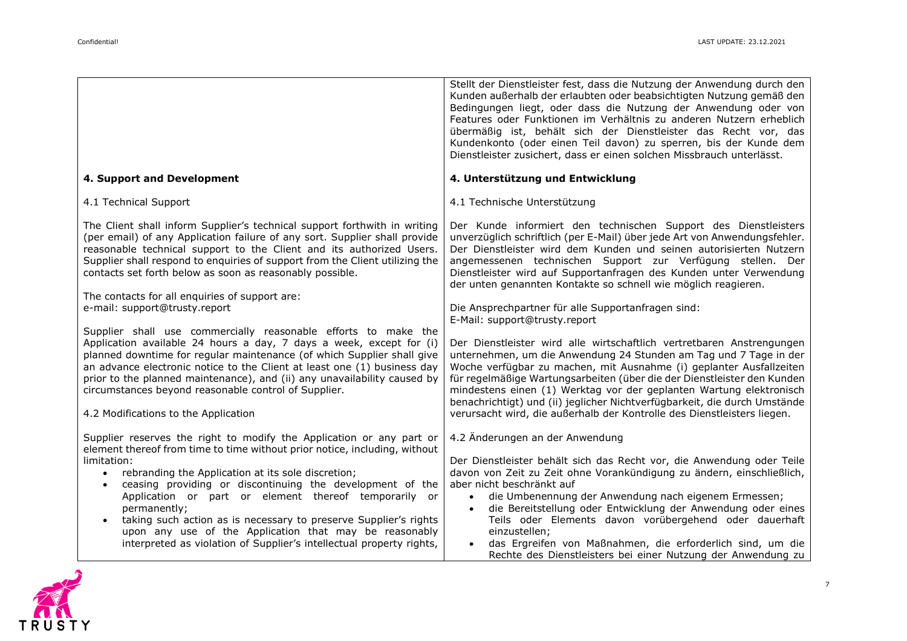| | |
|---|---|
| | Stellt der Dienstleister fest, dass die Nutzung der Anwendung durch den Kunden außerhalb der erlaubten oder beabsichtigten Nutzung gemäß den Bedingungen liegt, oder dass die Nutzung der Anwendung oder von Features oder Funktionen im Verhältnis zu anderen Nutzern erheblich übermäßig ist, behält sich der Dienstleister das Recht vor, das Kundenkonto (oder einen Teil davon) zu sperren, bis der Kunde dem Dienstleister zusichert, dass er einen solchen Missbrauch unterlässt. |
| **4. Support and Development** | **4. Unterstützung und Entwicklung** |
| 4.1 Technical Support | 4.1 Technische Unterstützung |
| The Client shall inform Supplier's technical support forthwith in writing (per email) of any Application failure of any sort. Supplier shall provide reasonable technical support to the Client and its authorized Users. Supplier shall respond to enquiries of support from the Client utilizing the contacts set forth below as soon as reasonably possible. | Der Kunde informiert den technischen Support des Dienstleisters unverzüglich schriftlich (per E-Mail) über jede Art von Anwendungsfehler. Der Dienstleister wird dem Kunden und seinen autorisierten Nutzern angemessenen technischen Support zur Verfügung stellen. Der Dienstleister wird auf Supportanfragen des Kunden unter Verwendung der unten genannten Kontakte so schnell wie möglich reagieren. |
| The contacts for all enquiries of support are:<br>e-mail: support@trusty.report | Die Ansprechpartner für alle Supportanfragen sind:<br>E-Mail: support@trusty.report |
| Supplier shall use commercially reasonable efforts to make the Application available 24 hours a day, 7 days a week, except for (i) planned downtime for regular maintenance (of which Supplier shall give an advance electronic notice to the Client at least one (1) business day prior to the planned maintenance), and (ii) any unavailability caused by circumstances beyond reasonable control of Supplier. | Der Dienstleister wird alle wirtschaftlich vertretbaren Anstrengungen unternehmen, um die Anwendung 24 Stunden am Tag und 7 Tage in der Woche verfügbar zu machen, mit Ausnahme (i) geplanter Ausfallzeiten für regelmäßige Wartungsarbeiten (über die der Dienstleister den Kunden mindestens einen (1) Werktag vor der geplanten Wartung elektronisch benachrichtigt) und (ii) jeglicher Nichtverfügbarkeit, die durch Umstände verursacht wird, die außerhalb der Kontrolle des Dienstleisters liegen. |
| 4.2 Modifications to the Application | 4.2 Änderungen an der Anwendung |
| Supplier reserves the right to modify the Application or any part or element thereof from time to time without prior notice, including, without limitation:<br>• rebranding the Application at its sole discretion;<br>• ceasing providing or discontinuing the development of the Application or part or element thereof temporarily or permanently;<br>• taking such action as is necessary to preserve Supplier's rights upon any use of the Application that may be reasonably interpreted as violation of Supplier's intellectual property rights, | Der Dienstleister behält sich das Recht vor, die Anwendung oder Teile davon von Zeit zu Zeit ohne Vorankündigung zu ändern, einschließlich, aber nicht beschränkt auf<br>• die Umbenennung der Anwendung nach eigenem Ermessen;<br>• die Bereitstellung oder Entwicklung der Anwendung oder eines Teils oder Elements davon vorübergehend oder dauerhaft einzustellen;<br>• das Ergreifen von Maßnahmen, die erforderlich sind, um die Rechte des Dienstleisters bei einer Nutzung der Anwendung zu |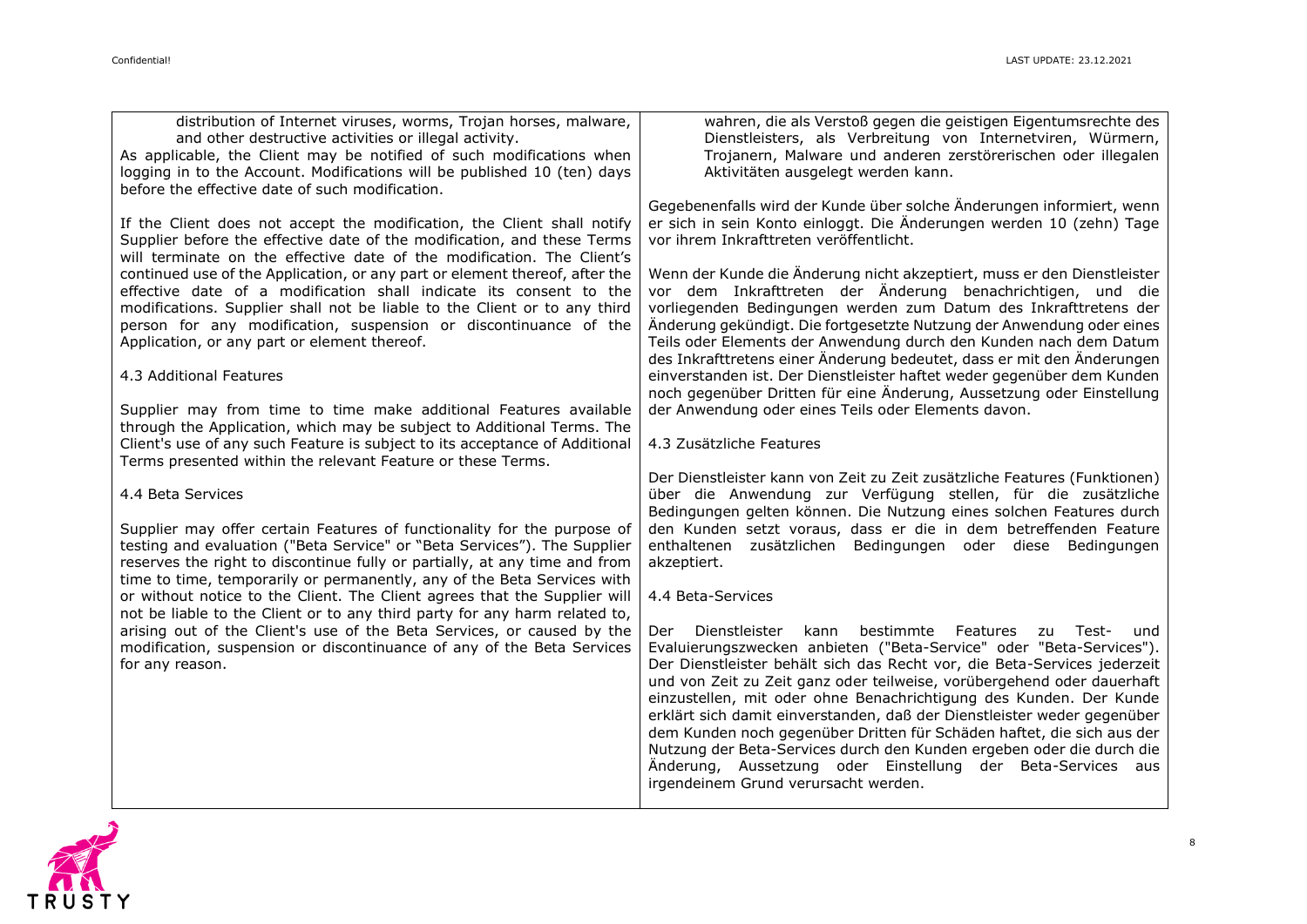distribution of Internet viruses, worms, Trojan horses, malware, and other destructive activities or illegal activity.

As applicable, the Client may be notified of such modifications when logging in to the Account. Modifications will be published 10 (ten) days before the effective date of such modification.

If the Client does not accept the modification, the Client shall notify Supplier before the effective date of the modification, and these Terms will terminate on the effective date of the modification. The Client's continued use of the Application, or any part or element thereof, after the effective date of a modification shall indicate its consent to the modifications. Supplier shall not be liable to the Client or to any third person for any modification, suspension or discontinuance of the Application, or any part or element thereof.

4.3 Additional Features

Supplier may from time to time make additional Features available through the Application, which may be subject to Additional Terms. The Client's use of any such Feature is subject to its acceptance of Additional Terms presented within the relevant Feature or these Terms.

4.4 Beta Services

Supplier may offer certain Features of functionality for the purpose of testing and evaluation ("Beta Service" or "Beta Services"). The Supplier reserves the right to discontinue fully or partially, at any time and from time to time, temporarily or permanently, any of the Beta Services with or without notice to the Client. The Client agrees that the Supplier will not be liable to the Client or to any third party for any harm related to, arising out of the Client's use of the Beta Services, or caused by the modification, suspension or discontinuance of any of the Beta Services for any reason.

wahren, die als Verstoß gegen die geistigen Eigentumsrechte des Dienstleisters, als Verbreitung von Internetviren, Würmern, Trojanern, Malware und anderen zerstörerischen oder illegalen Aktivitäten ausgelegt werden kann.

Gegebenenfalls wird der Kunde über solche Änderungen informiert, wenn er sich in sein Konto einloggt. Die Änderungen werden 10 (zehn) Tage vor ihrem Inkrafttreten veröffentlicht.

Wenn der Kunde die Änderung nicht akzeptiert, muss er den Dienstleister vor dem Inkrafttreten der Änderung benachrichtigen, und die vorliegenden Bedingungen werden zum Datum des Inkrafttretens der Änderung gekündigt. Die fortgesetzte Nutzung der Anwendung oder eines Teils oder Elements der Anwendung durch den Kunden nach dem Datum des Inkrafttretens einer Änderung bedeutet, dass er mit den Änderungen einverstanden ist. Der Dienstleister haftet weder gegenüber dem Kunden noch gegenüber Dritten für eine Änderung, Aussetzung oder Einstellung der Anwendung oder eines Teils oder Elements davon.

4.3 Zusätzliche Features

Der Dienstleister kann von Zeit zu Zeit zusätzliche Features (Funktionen) über die Anwendung zur Verfügung stellen, für die zusätzliche Bedingungen gelten können. Die Nutzung eines solchen Features durch den Kunden setzt voraus, dass er die in dem betreffenden Feature enthaltenen zusätzlichen Bedingungen oder diese Bedingungen akzeptiert.

4.4 Beta-Services

Der Dienstleister kann bestimmte Features zu Test- und Evaluierungszwecken anbieten ("Beta-Service" oder "Beta-Services"). Der Dienstleister behält sich das Recht vor, die Beta-Services jederzeit und von Zeit zu Zeit ganz oder teilweise, vorübergehend oder dauerhaft einzustellen, mit oder ohne Benachrichtigung des Kunden. Der Kunde erklärt sich damit einverstanden, daß der Dienstleister weder gegenüber dem Kunden noch gegenüber Dritten für Schäden haftet, die sich aus der Nutzung der Beta-Services durch den Kunden ergeben oder die durch die Änderung, Aussetzung oder Einstellung der Beta-Services aus irgendeinem Grund verursacht werden.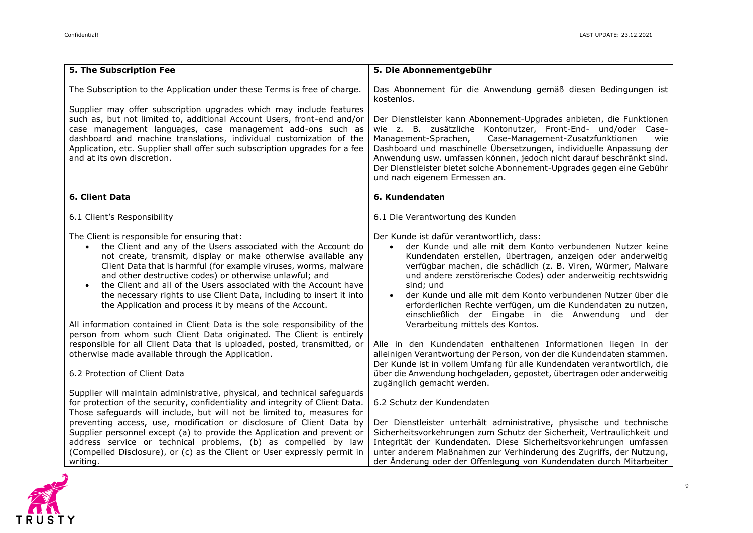| 5. The Subscription Fee | 5. Die Abonnementgebühr |
|---|---|
| The Subscription to the Application under these Terms is free of charge.<br><br>Supplier may offer subscription upgrades which may include features such as, but not limited to, additional Account Users, front-end and/or case management languages, case management add-ons such as dashboard and machine translations, individual customization of the Application, etc. Supplier shall offer such subscription upgrades for a fee and at its own discretion. | Das Abonnement für die Anwendung gemäß diesen Bedingungen ist kostenlos.<br><br>Der Dienstleister kann Abonnement-Upgrades anbieten, die Funktionen wie z. B. zusätzliche Kontonutzer, Front-End- und/oder Case-Management-Sprachen, Case-Management-Zusatzfunktionen wie Dashboard und maschinelle Übersetzungen, individuelle Anpassung der Anwendung usw. umfassen können, jedoch nicht darauf beschränkt sind. Der Dienstleister bietet solche Abonnement-Upgrades gegen eine Gebühr und nach eigenem Ermessen an. |
| **6. Client Data**<br><br>6.1 Client's Responsibility<br><br>The Client is responsible for ensuring that:<br>• the Client and any of the Users associated with the Account do not create, transmit, display or make otherwise available any Client Data that is harmful (for example viruses, worms, malware and other destructive codes) or otherwise unlawful; and<br>• the Client and all of the Users associated with the Account have the necessary rights to use Client Data, including to insert it into the Application and process it by means of the Account.<br><br>All information contained in Client Data is the sole responsibility of the person from whom such Client Data originated. The Client is entirely responsible for all Client Data that is uploaded, posted, transmitted, or otherwise made available through the Application.<br><br>6.2 Protection of Client Data<br><br>Supplier will maintain administrative, physical, and technical safeguards for protection of the security, confidentiality and integrity of Client Data. Those safeguards will include, but will not be limited to, measures for preventing access, use, modification or disclosure of Client Data by Supplier personnel except (a) to provide the Application and prevent or address service or technical problems, (b) as compelled by law (Compelled Disclosure), or (c) as the Client or User expressly permit in writing. | **6. Kundendaten**<br><br>6.1 Die Verantwortung des Kunden<br><br>Der Kunde ist dafür verantwortlich, dass:<br>• der Kunde und alle mit dem Konto verbundenen Nutzer keine Kundendaten erstellen, übertragen, anzeigen oder anderweitig verfügbar machen, die schädlich (z. B. Viren, Würmer, Malware und andere zerstörerische Codes) oder anderweitig rechtswidrig sind; und<br>• der Kunde und alle mit dem Konto verbundenen Nutzer über die erforderlichen Rechte verfügen, um die Kundendaten zu nutzen, einschließlich der Eingabe in die Anwendung und der Verarbeitung mittels des Kontos.<br><br>Alle in den Kundendaten enthaltenen Informationen liegen in der alleinigen Verantwortung der Person, von der die Kundendaten stammen. Der Kunde ist in vollem Umfang für alle Kundendaten verantwortlich, die über die Anwendung hochgeladen, gepostet, übertragen oder anderweitig zugänglich gemacht werden.<br><br>6.2 Schutz der Kundendaten<br><br>Der Dienstleister unterhält administrative, physische und technische Sicherheitsvorkehrungen zum Schutz der Sicherheit, Vertraulichkeit und Integrität der Kundendaten. Diese Sicherheitsvorkehrungen umfassen unter anderem Maßnahmen zur Verhinderung des Zugriffs, der Nutzung, der Änderung oder der Offenlegung von Kundendaten durch Mitarbeiter |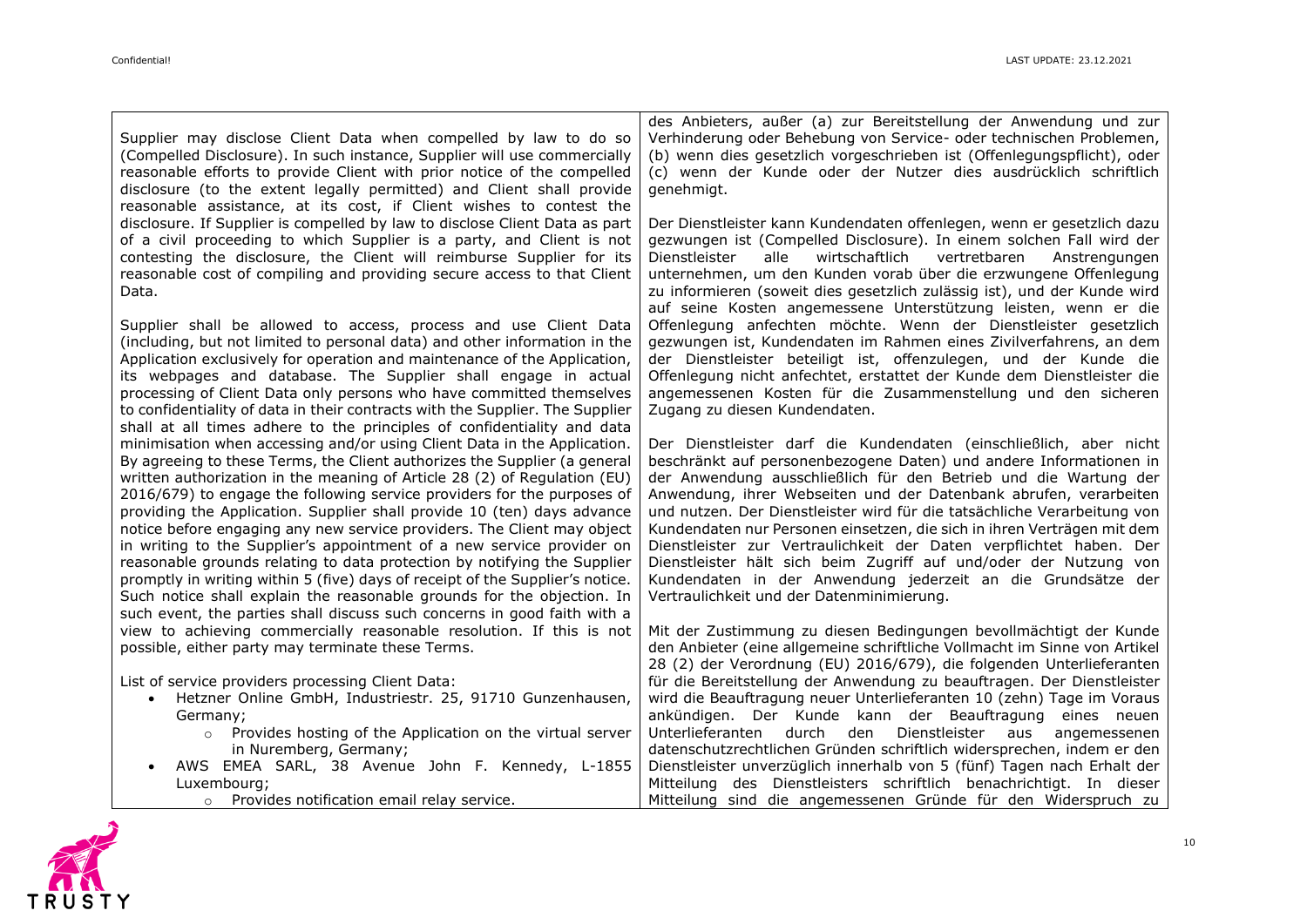Supplier may disclose Client Data when compelled by law to do so (Compelled Disclosure). In such instance, Supplier will use commercially reasonable efforts to provide Client with prior notice of the compelled disclosure (to the extent legally permitted) and Client shall provide reasonable assistance, at its cost, if Client wishes to contest the disclosure. If Supplier is compelled by law to disclose Client Data as part of a civil proceeding to which Supplier is a party, and Client is not contesting the disclosure, the Client will reimburse Supplier for its reasonable cost of compiling and providing secure access to that Client Data.

Supplier shall be allowed to access, process and use Client Data (including, but not limited to personal data) and other information in the Application exclusively for operation and maintenance of the Application, its webpages and database. The Supplier shall engage in actual processing of Client Data only persons who have committed themselves to confidentiality of data in their contracts with the Supplier. The Supplier shall at all times adhere to the principles of confidentiality and data minimisation when accessing and/or using Client Data in the Application. By agreeing to these Terms, the Client authorizes the Supplier (a general written authorization in the meaning of Article 28 (2) of Regulation (EU) 2016/679) to engage the following service providers for the purposes of providing the Application. Supplier shall provide 10 (ten) days advance notice before engaging any new service providers. The Client may object in writing to the Supplier's appointment of a new service provider on reasonable grounds relating to data protection by notifying the Supplier promptly in writing within 5 (five) days of receipt of the Supplier's notice. Such notice shall explain the reasonable grounds for the objection. In such event, the parties shall discuss such concerns in good faith with a view to achieving commercially reasonable resolution. If this is not possible, either party may terminate these Terms.

List of service providers processing Client Data:

- Hetzner Online GmbH, Industriestr. 25, 91710 Gunzenhausen, Germany;
  - Provides hosting of the Application on the virtual server in Nuremberg, Germany;
- AWS EMEA SARL, 38 Avenue John F. Kennedy, L-1855 Luxembourg;
  - Provides notification email relay service.

des Anbieters, außer (a) zur Bereitstellung der Anwendung und zur Verhinderung oder Behebung von Service- oder technischen Problemen, (b) wenn dies gesetzlich vorgeschrieben ist (Offenlegungspflicht), oder (c) wenn der Kunde oder der Nutzer dies ausdrücklich schriftlich genehmigt.

Der Dienstleister kann Kundendaten offenlegen, wenn er gesetzlich dazu gezwungen ist (Compelled Disclosure). In einem solchen Fall wird der Dienstleister alle wirtschaftlich vertretbaren Anstrengungen unternehmen, um den Kunden vorab über die erzwungene Offenlegung zu informieren (soweit dies gesetzlich zulässig ist), und der Kunde wird auf seine Kosten angemessene Unterstützung leisten, wenn er die Offenlegung anfechten möchte. Wenn der Dienstleister gesetzlich gezwungen ist, Kundendaten im Rahmen eines Zivilverfahrens, an dem der Dienstleister beteiligt ist, offenzulegen, und der Kunde die Offenlegung nicht anfechtet, erstattet der Kunde dem Dienstleister die angemessenen Kosten für die Zusammenstellung und den sicheren Zugang zu diesen Kundendaten.

Der Dienstleister darf die Kundendaten (einschließlich, aber nicht beschränkt auf personenbezogene Daten) und andere Informationen in der Anwendung ausschließlich für den Betrieb und die Wartung der Anwendung, ihrer Webseiten und der Datenbank abrufen, verarbeiten und nutzen. Der Dienstleister wird für die tatsächliche Verarbeitung von Kundendaten nur Personen einsetzen, die sich in ihren Verträgen mit dem Dienstleister zur Vertraulichkeit der Daten verpflichtet haben. Der Dienstleister hält sich beim Zugriff auf und/oder der Nutzung von Kundendaten in der Anwendung jederzeit an die Grundsätze der Vertraulichkeit und der Datenminimierung.

Mit der Zustimmung zu diesen Bedingungen bevollmächtigt der Kunde den Anbieter (eine allgemeine schriftliche Vollmacht im Sinne von Artikel 28 (2) der Verordnung (EU) 2016/679), die folgenden Unterlieferanten für die Bereitstellung der Anwendung zu beauftragen. Der Dienstleister wird die Beauftragung neuer Unterlieferanten 10 (zehn) Tage im Voraus ankündigen. Der Kunde kann der Beauftragung eines neuen Unterlieferanten durch den Dienstleister aus angemessenen datenschutzrechtlichen Gründen schriftlich widersprechen, indem er den Dienstleister unverzüglich innerhalb von 5 (fünf) Tagen nach Erhalt der Mitteilung des Dienstleisters schriftlich benachrichtigt. In dieser Mitteilung sind die angemessenen Gründe für den Widerspruch zu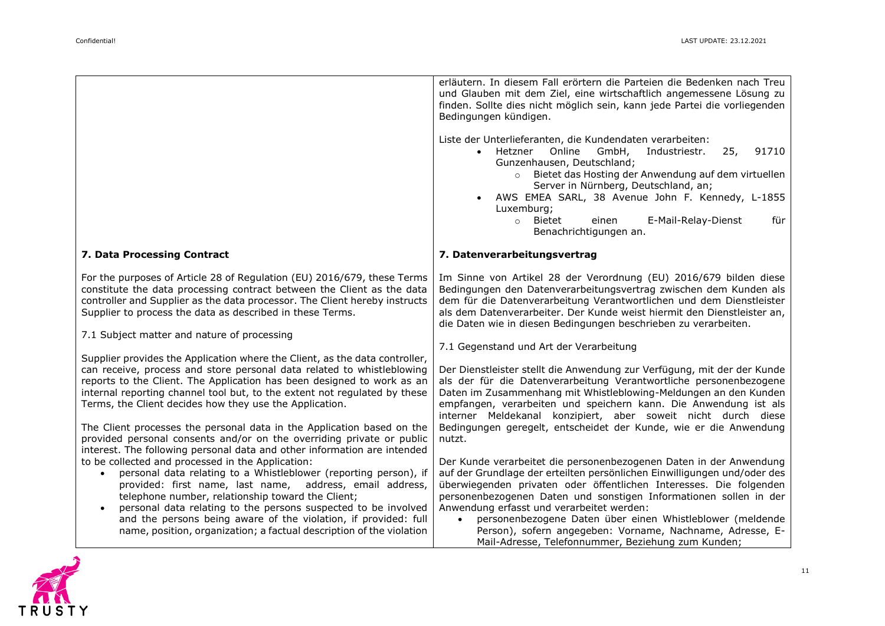erläutern. In diesem Fall erörtern die Parteien die Bedenken nach Treu und Glauben mit dem Ziel, eine wirtschaftlich angemessene Lösung zu finden. Sollte dies nicht möglich sein, kann jede Partei die vorliegenden Bedingungen kündigen.

Liste der Unterlieferanten, die Kundendaten verarbeiten:

- Hetzner Online GmbH, Industriestr. 25, 91710 Gunzenhausen, Deutschland;
  - Bietet das Hosting der Anwendung auf dem virtuellen Server in Nürnberg, Deutschland, an;
- AWS EMEA SARL, 38 Avenue John F. Kennedy, L-1855 Luxemburg;
  - Bietet einen E-Mail-Relay-Dienst für Benachrichtigungen an.

## 7. Data Processing Contract

For the purposes of Article 28 of Regulation (EU) 2016/679, these Terms constitute the data processing contract between the Client as the data controller and Supplier as the data processor. The Client hereby instructs Supplier to process the data as described in these Terms.

7.1 Subject matter and nature of processing

Supplier provides the Application where the Client, as the data controller, can receive, process and store personal data related to whistleblowing reports to the Client. The Application has been designed to work as an internal reporting channel tool but, to the extent not regulated by these Terms, the Client decides how they use the Application.

The Client processes the personal data in the Application based on the provided personal consents and/or on the overriding private or public interest. The following personal data and other information are intended to be collected and processed in the Application:

- personal data relating to a Whistleblower (reporting person), if provided: first name, last name, address, email address, telephone number, relationship toward the Client;
- personal data relating to the persons suspected to be involved and the persons being aware of the violation, if provided: full name, position, organization; a factual description of the violation

## 7. Datenverarbeitungsvertrag

Im Sinne von Artikel 28 der Verordnung (EU) 2016/679 bilden diese Bedingungen den Datenverarbeitungsvertrag zwischen dem Kunden als dem für die Datenverarbeitung Verantwortlichen und dem Dienstleister als dem Datenverarbeiter. Der Kunde weist hiermit den Dienstleister an, die Daten wie in diesen Bedingungen beschrieben zu verarbeiten.

7.1 Gegenstand und Art der Verarbeitung

Der Dienstleister stellt die Anwendung zur Verfügung, mit der der Kunde als der für die Datenverarbeitung Verantwortliche personenbezogene Daten im Zusammenhang mit Whistleblowing-Meldungen an den Kunden empfangen, verarbeiten und speichern kann. Die Anwendung ist als interner Meldekanal konzipiert, aber soweit nicht durch diese Bedingungen geregelt, entscheidet der Kunde, wie er die Anwendung nutzt.

Der Kunde verarbeitet die personenbezogenen Daten in der Anwendung auf der Grundlage der erteilten persönlichen Einwilligungen und/oder des überwiegenden privaten oder öffentlichen Interesses. Die folgenden personenbezogenen Daten und sonstigen Informationen sollen in der Anwendung erfasst und verarbeitet werden:

- personenbezogene Daten über einen Whistleblower (meldende Person), sofern angegeben: Vorname, Nachname, Adresse, E-Mail-Adresse, Telefonnummer, Beziehung zum Kunden;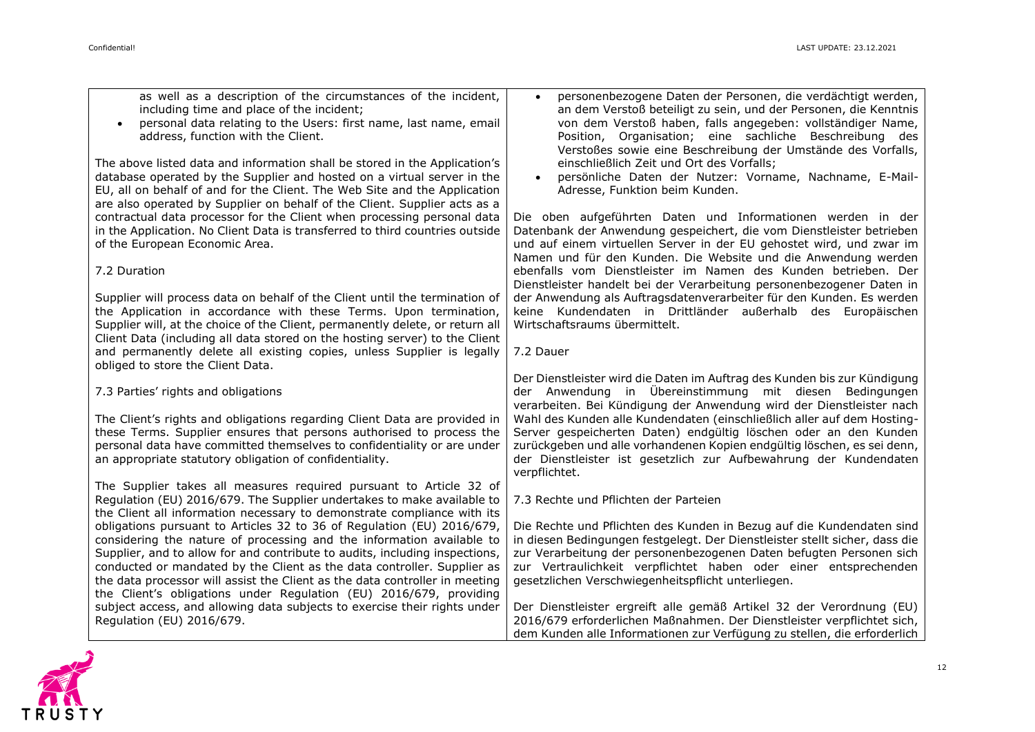as well as a description of the circumstances of the incident, including time and place of the incident;

- personal data relating to the Users: first name, last name, email address, function with the Client.

The above listed data and information shall be stored in the Application's database operated by the Supplier and hosted on a virtual server in the EU, all on behalf of and for the Client. The Web Site and the Application are also operated by Supplier on behalf of the Client. Supplier acts as a contractual data processor for the Client when processing personal data in the Application. No Client Data is transferred to third countries outside of the European Economic Area.

7.2 Duration

Supplier will process data on behalf of the Client until the termination of the Application in accordance with these Terms. Upon termination, Supplier will, at the choice of the Client, permanently delete, or return all Client Data (including all data stored on the hosting server) to the Client and permanently delete all existing copies, unless Supplier is legally obliged to store the Client Data.

7.3 Parties' rights and obligations

The Client's rights and obligations regarding Client Data are provided in these Terms. Supplier ensures that persons authorised to process the personal data have committed themselves to confidentiality or are under an appropriate statutory obligation of confidentiality.

The Supplier takes all measures required pursuant to Article 32 of Regulation (EU) 2016/679. The Supplier undertakes to make available to the Client all information necessary to demonstrate compliance with its obligations pursuant to Articles 32 to 36 of Regulation (EU) 2016/679, considering the nature of processing and the information available to Supplier, and to allow for and contribute to audits, including inspections, conducted or mandated by the Client as the data controller. Supplier as the data processor will assist the Client as the data controller in meeting the Client's obligations under Regulation (EU) 2016/679, providing subject access, and allowing data subjects to exercise their rights under Regulation (EU) 2016/679.

- personenbezogene Daten der Personen, die verdächtigt werden, an dem Verstoß beteiligt zu sein, und der Personen, die Kenntnis von dem Verstoß haben, falls angegeben: vollständiger Name, Position, Organisation; eine sachliche Beschreibung des Verstoßes sowie eine Beschreibung der Umstände des Vorfalls, einschließlich Zeit und Ort des Vorfalls;
- persönliche Daten der Nutzer: Vorname, Nachname, E-Mail-Adresse, Funktion beim Kunden.

Die oben aufgeführten Daten und Informationen werden in der Datenbank der Anwendung gespeichert, die vom Dienstleister betrieben und auf einem virtuellen Server in der EU gehostet wird, und zwar im Namen und für den Kunden. Die Website und die Anwendung werden ebenfalls vom Dienstleister im Namen des Kunden betrieben. Der Dienstleister handelt bei der Verarbeitung personenbezogener Daten in der Anwendung als Auftragsdatenverarbeiter für den Kunden. Es werden keine Kundendaten in Drittländer außerhalb des Europäischen Wirtschaftsraums übermittelt.

7.2 Dauer

Der Dienstleister wird die Daten im Auftrag des Kunden bis zur Kündigung der Anwendung in Übereinstimmung mit diesen Bedingungen verarbeiten. Bei Kündigung der Anwendung wird der Dienstleister nach Wahl des Kunden alle Kundendaten (einschließlich aller auf dem Hosting-Server gespeicherten Daten) endgültig löschen oder an den Kunden zurückgeben und alle vorhandenen Kopien endgültig löschen, es sei denn, der Dienstleister ist gesetzlich zur Aufbewahrung der Kundendaten verpflichtet.

7.3 Rechte und Pflichten der Parteien

Die Rechte und Pflichten des Kunden in Bezug auf die Kundendaten sind in diesen Bedingungen festgelegt. Der Dienstleister stellt sicher, dass die zur Verarbeitung der personenbezogenen Daten befugten Personen sich zur Vertraulichkeit verpflichtet haben oder einer entsprechenden gesetzlichen Verschwiegenheitspflicht unterliegen.

Der Dienstleister ergreift alle gemäß Artikel 32 der Verordnung (EU) 2016/679 erforderlichen Maßnahmen. Der Dienstleister verpflichtet sich, dem Kunden alle Informationen zur Verfügung zu stellen, die erforderlich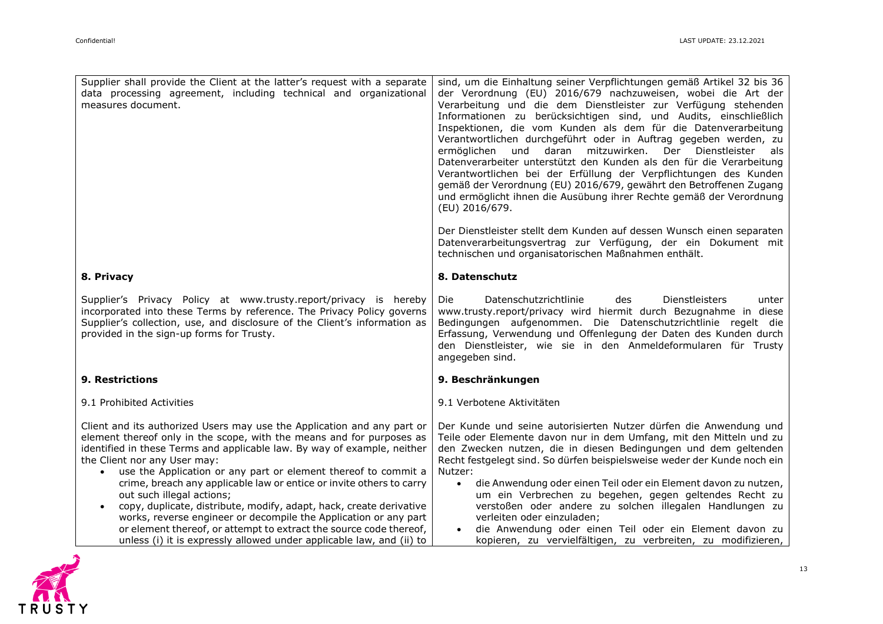| | |
|---|---|
| Supplier shall provide the Client at the latter's request with a separate data processing agreement, including technical and organizational measures document. | sind, um die Einhaltung seiner Verpflichtungen gemäß Artikel 32 bis 36 der Verordnung (EU) 2016/679 nachzuweisen, wobei die Art der Verarbeitung und die dem Dienstleister zur Verfügung stehenden Informationen zu berücksichtigen sind, und Audits, einschließlich Inspektionen, die vom Kunden als dem für die Datenverarbeitung Verantwortlichen durchgeführt oder in Auftrag gegeben werden, zu ermöglichen und daran mitzuwirken. Der Dienstleister als Datenverarbeiter unterstützt den Kunden als den für die Verarbeitung Verantwortlichen bei der Erfüllung der Verpflichtungen des Kunden gemäß der Verordnung (EU) 2016/679, gewährt den Betroffenen Zugang und ermöglicht ihnen die Ausübung ihrer Rechte gemäß der Verordnung (EU) 2016/679.<br><br>Der Dienstleister stellt dem Kunden auf dessen Wunsch einen separaten Datenverarbeitungsvertrag zur Verfügung, der ein Dokument mit technischen und organisatorischen Maßnahmen enthält. |
| **8. Privacy** | **8. Datenschutz** |
| Supplier's Privacy Policy at www.trusty.report/privacy is hereby incorporated into these Terms by reference. The Privacy Policy governs Supplier's collection, use, and disclosure of the Client's information as provided in the sign-up forms for Trusty. | Die Datenschutzrichtlinie des Dienstleisters unter www.trusty.report/privacy wird hiermit durch Bezugnahme in diese Bedingungen aufgenommen. Die Datenschutzrichtlinie regelt die Erfassung, Verwendung und Offenlegung der Daten des Kunden durch den Dienstleister, wie sie in den Anmeldeformularen für Trusty angegeben sind. |
| **9. Restrictions** | **9. Beschränkungen** |
| 9.1 Prohibited Activities | 9.1 Verbotene Aktivitäten |
| Client and its authorized Users may use the Application and any part or element thereof only in the scope, with the means and for purposes as identified in these Terms and applicable law. By way of example, neither the Client nor any User may:<br>• use the Application or any part or element thereof to commit a crime, breach any applicable law or entice or invite others to carry out such illegal actions;<br>• copy, duplicate, distribute, modify, adapt, hack, create derivative works, reverse engineer or decompile the Application or any part or element thereof, or attempt to extract the source code thereof, unless (i) it is expressly allowed under applicable law, and (ii) to | Der Kunde und seine autorisierten Nutzer dürfen die Anwendung und Teile oder Elemente davon nur in dem Umfang, mit den Mitteln und zu den Zwecken nutzen, die in diesen Bedingungen und dem geltenden Recht festgelegt sind. So dürfen beispielsweise weder der Kunde noch ein Nutzer:<br>• die Anwendung oder einen Teil oder ein Element davon zu nutzen, um ein Verbrechen zu begehen, gegen geltendes Recht zu verstoßen oder andere zu solchen illegalen Handlungen zu verleiten oder einzuladen;<br>• die Anwendung oder einen Teil oder ein Element davon zu kopieren, zu vervielfältigen, zu verbreiten, zu modifizieren, |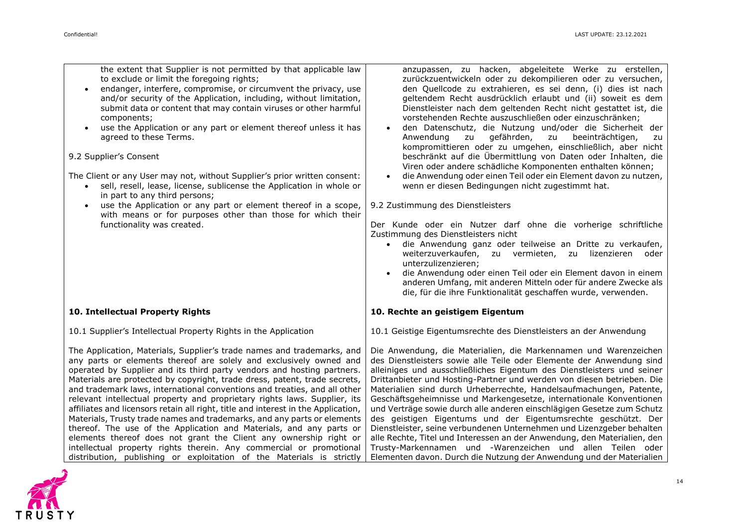the extent that Supplier is not permitted by that applicable law to exclude or limit the foregoing rights;

- endanger, interfere, compromise, or circumvent the privacy, use and/or security of the Application, including, without limitation, submit data or content that may contain viruses or other harmful components;
- use the Application or any part or element thereof unless it has agreed to these Terms.

9.2 Supplier's Consent

The Client or any User may not, without Supplier's prior written consent:

- sell, resell, lease, license, sublicense the Application in whole or in part to any third persons;
- use the Application or any part or element thereof in a scope, with means or for purposes other than those for which their functionality was created.

anzupassen, zu hacken, abgeleitete Werke zu erstellen, zurückzuentwickeln oder zu dekompilieren oder zu versuchen, den Quellcode zu extrahieren, es sei denn, (i) dies ist nach geltendem Recht ausdrücklich erlaubt und (ii) soweit es dem Dienstleister nach dem geltenden Recht nicht gestattet ist, die vorstehenden Rechte auszuschließen oder einzuschränken;

- den Datenschutz, die Nutzung und/oder die Sicherheit der Anwendung zu gefährden, zu beeinträchtigen, zu kompromittieren oder zu umgehen, einschließlich, aber nicht beschränkt auf die Übermittlung von Daten oder Inhalten, die Viren oder andere schädliche Komponenten enthalten können;
- die Anwendung oder einen Teil oder ein Element davon zu nutzen, wenn er diesen Bedingungen nicht zugestimmt hat.

9.2 Zustimmung des Dienstleisters

Der Kunde oder ein Nutzer darf ohne die vorherige schriftliche Zustimmung des Dienstleisters nicht

- die Anwendung ganz oder teilweise an Dritte zu verkaufen, weiterzuverkaufen, zu vermieten, zu lizenzieren oder unterzulizenzieren;
- die Anwendung oder einen Teil oder ein Element davon in einem anderen Umfang, mit anderen Mitteln oder für andere Zwecke als die, für die ihre Funktionalität geschaffen wurde, verwenden.

## 10. Intellectual Property Rights

10.1 Supplier's Intellectual Property Rights in the Application

The Application, Materials, Supplier's trade names and trademarks, and any parts or elements thereof are solely and exclusively owned and operated by Supplier and its third party vendors and hosting partners. Materials are protected by copyright, trade dress, patent, trade secrets, and trademark laws, international conventions and treaties, and all other relevant intellectual property and proprietary rights laws. Supplier, its affiliates and licensors retain all right, title and interest in the Application, Materials, Trusty trade names and trademarks, and any parts or elements thereof. The use of the Application and Materials, and any parts or elements thereof does not grant the Client any ownership right or intellectual property rights therein. Any commercial or promotional distribution, publishing or exploitation of the Materials is strictly

## 10. Rechte an geistigem Eigentum

10.1 Geistige Eigentumsrechte des Dienstleisters an der Anwendung

Die Anwendung, die Materialien, die Markennamen und Warenzeichen des Dienstleisters sowie alle Teile oder Elemente der Anwendung sind alleiniges und ausschließliches Eigentum des Dienstleisters und seiner Drittanbieter und Hosting-Partner und werden von diesen betrieben. Die Materialien sind durch Urheberrechte, Handelsaufmachungen, Patente, Geschäftsgeheimnisse und Markengesetze, internationale Konventionen und Verträge sowie durch alle anderen einschlägigen Gesetze zum Schutz des geistigen Eigentums und der Eigentumsrechte geschützt. Der Dienstleister, seine verbundenen Unternehmen und Lizenzgeber behalten alle Rechte, Titel und Interessen an der Anwendung, den Materialien, den Trusty-Markennamen und -Warenzeichen und allen Teilen oder Elementen davon. Durch die Nutzung der Anwendung und der Materialien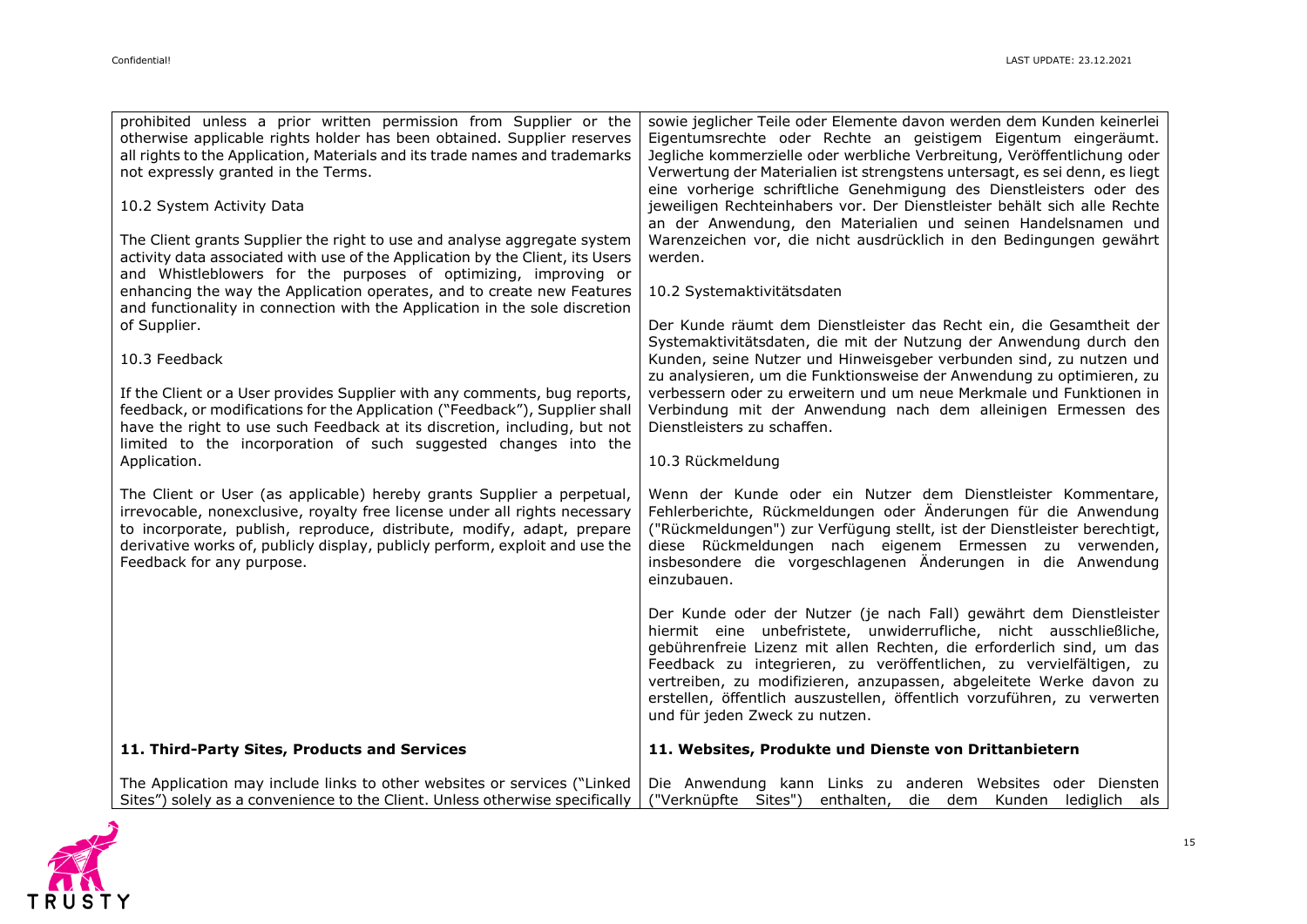| | |
|---|---|
| prohibited unless a prior written permission from Supplier or the otherwise applicable rights holder has been obtained. Supplier reserves all rights to the Application, Materials and its trade names and trademarks not expressly granted in the Terms. | sowie jeglicher Teile oder Elemente davon werden dem Kunden keinerlei Eigentumsrechte oder Rechte an geistigem Eigentum eingeräumt. Jegliche kommerzielle oder werbliche Verbreitung, Veröffentlichung oder Verwertung der Materialien ist strengstens untersagt, es sei denn, es liegt eine vorherige schriftliche Genehmigung des Dienstleisters oder des jeweiligen Rechteinhabers vor. Der Dienstleister behält sich alle Rechte an der Anwendung, den Materialien und seinen Handelsnamen und Warenzeichen vor, die nicht ausdrücklich in den Bedingungen gewährt werden. |
| 10.2 System Activity Data | 10.2 Systemaktivitätsdaten |
| The Client grants Supplier the right to use and analyse aggregate system activity data associated with use of the Application by the Client, its Users and Whistleblowers for the purposes of optimizing, improving or enhancing the way the Application operates, and to create new Features and functionality in connection with the Application in the sole discretion of Supplier. | Der Kunde räumt dem Dienstleister das Recht ein, die Gesamtheit der Systemaktivitätsdaten, die mit der Nutzung der Anwendung durch den Kunden, seine Nutzer und Hinweisgeber verbunden sind, zu nutzen und zu analysieren, um die Funktionsweise der Anwendung zu optimieren, zu verbessern oder zu erweitern und um neue Merkmale und Funktionen in Verbindung mit der Anwendung nach dem alleinigen Ermessen des Dienstleisters zu schaffen. |
| 10.3 Feedback | 10.3 Rückmeldung |
| If the Client or a User provides Supplier with any comments, bug reports, feedback, or modifications for the Application ("Feedback"), Supplier shall have the right to use such Feedback at its discretion, including, but not limited to the incorporation of such suggested changes into the Application. | Wenn der Kunde oder ein Nutzer dem Dienstleister Kommentare, Fehlerberichte, Rückmeldungen oder Änderungen für die Anwendung ("Rückmeldungen") zur Verfügung stellt, ist der Dienstleister berechtigt, diese Rückmeldungen nach eigenem Ermessen zu verwenden, insbesondere die vorgeschlagenen Änderungen in die Anwendung einzubauen. |
| The Client or User (as applicable) hereby grants Supplier a perpetual, irrevocable, nonexclusive, royalty free license under all rights necessary to incorporate, publish, reproduce, distribute, modify, adapt, prepare derivative works of, publicly display, publicly perform, exploit and use the Feedback for any purpose. | Der Kunde oder der Nutzer (je nach Fall) gewährt dem Dienstleister hiermit eine unbefristete, unwiderrufliche, nicht ausschließliche, gebührenfreie Lizenz mit allen Rechten, die erforderlich sind, um das Feedback zu integrieren, zu veröffentlichen, zu vervielfältigen, zu vertreiben, zu modifizieren, anzupassen, abgeleitete Werke davon zu erstellen, öffentlich auszustellen, öffentlich vorzuführen, zu verwerten und für jeden Zweck zu nutzen. |
| **11. Third-Party Sites, Products and Services** | **11. Websites, Produkte und Dienste von Drittanbietern** |
| The Application may include links to other websites or services ("Linked Sites") solely as a convenience to the Client. Unless otherwise specifically | Die Anwendung kann Links zu anderen Websites oder Diensten ("Verknüpfte Sites") enthalten, die dem Kunden lediglich als |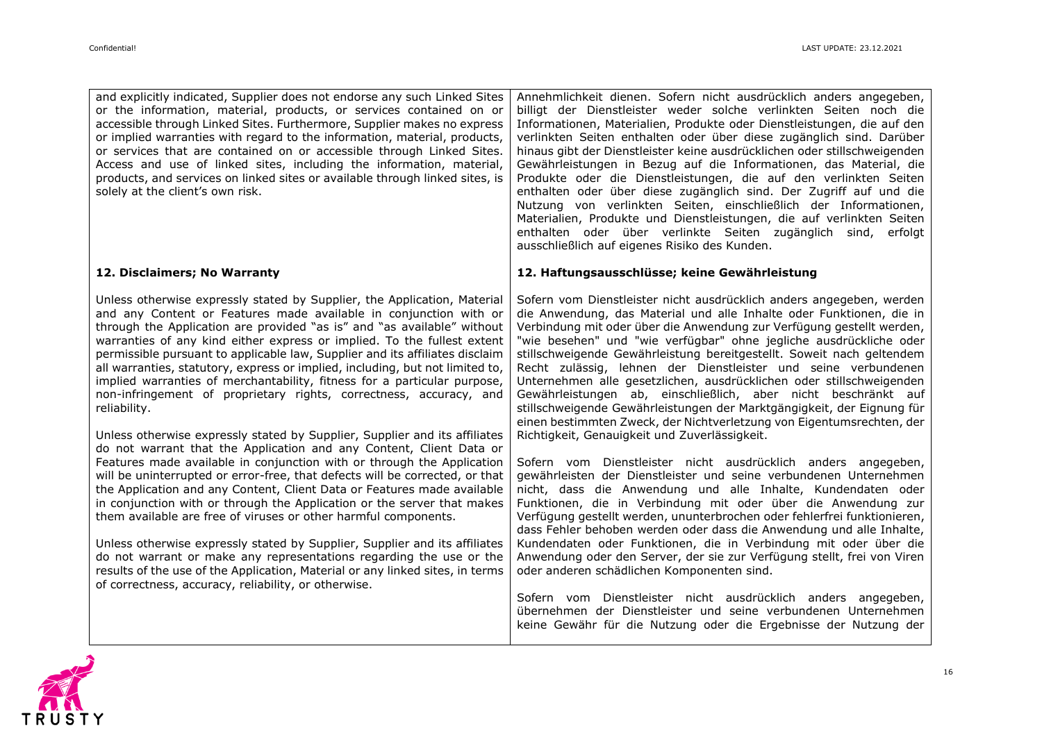and explicitly indicated, Supplier does not endorse any such Linked Sites or the information, material, products, or services contained on or accessible through Linked Sites. Furthermore, Supplier makes no express or implied warranties with regard to the information, material, products, or services that are contained on or accessible through Linked Sites. Access and use of linked sites, including the information, material, products, and services on linked sites or available through linked sites, is solely at the client's own risk.

Annehmlichkeit dienen. Sofern nicht ausdrücklich anders angegeben, billigt der Dienstleister weder solche verlinkten Seiten noch die Informationen, Materialien, Produkte oder Dienstleistungen, die auf den verlinkten Seiten enthalten oder über diese zugänglich sind. Darüber hinaus gibt der Dienstleister keine ausdrücklichen oder stillschweigenden Gewährleistungen in Bezug auf die Informationen, das Material, die Produkte oder die Dienstleistungen, die auf den verlinkten Seiten enthalten oder über diese zugänglich sind. Der Zugriff auf und die Nutzung von verlinkten Seiten, einschließlich der Informationen, Materialien, Produkte und Dienstleistungen, die auf verlinkten Seiten enthalten oder über verlinkte Seiten zugänglich sind, erfolgt ausschließlich auf eigenes Risiko des Kunden.

**12. Disclaimers; No Warranty**

Unless otherwise expressly stated by Supplier, the Application, Material and any Content or Features made available in conjunction with or through the Application are provided "as is" and "as available" without warranties of any kind either express or implied. To the fullest extent permissible pursuant to applicable law, Supplier and its affiliates disclaim all warranties, statutory, express or implied, including, but not limited to, implied warranties of merchantability, fitness for a particular purpose, non-infringement of proprietary rights, correctness, accuracy, and reliability.

Unless otherwise expressly stated by Supplier, Supplier and its affiliates do not warrant that the Application and any Content, Client Data or Features made available in conjunction with or through the Application will be uninterrupted or error-free, that defects will be corrected, or that the Application and any Content, Client Data or Features made available in conjunction with or through the Application or the server that makes them available are free of viruses or other harmful components.

Unless otherwise expressly stated by Supplier, Supplier and its affiliates do not warrant or make any representations regarding the use or the results of the use of the Application, Material or any linked sites, in terms of correctness, accuracy, reliability, or otherwise.

**12. Haftungsausschlüsse; keine Gewährleistung**

Sofern vom Dienstleister nicht ausdrücklich anders angegeben, werden die Anwendung, das Material und alle Inhalte oder Funktionen, die in Verbindung mit oder über die Anwendung zur Verfügung gestellt werden, "wie besehen" und "wie verfügbar" ohne jegliche ausdrückliche oder stillschweigende Gewährleistung bereitgestellt. Soweit nach geltendem Recht zulässig, lehnen der Dienstleister und seine verbundenen Unternehmen alle gesetzlichen, ausdrücklichen oder stillschweigenden Gewährleistungen ab, einschließlich, aber nicht beschränkt auf stillschweigende Gewährleistungen der Marktgängigkeit, der Eignung für einen bestimmten Zweck, der Nichtverletzung von Eigentumsrechten, der Richtigkeit, Genauigkeit und Zuverlässigkeit.

Sofern vom Dienstleister nicht ausdrücklich anders angegeben, gewährleisten der Dienstleister und seine verbundenen Unternehmen nicht, dass die Anwendung und alle Inhalte, Kundendaten oder Funktionen, die in Verbindung mit oder über die Anwendung zur Verfügung gestellt werden, ununterbrochen oder fehlerfrei funktionieren, dass Fehler behoben werden oder dass die Anwendung und alle Inhalte, Kundendaten oder Funktionen, die in Verbindung mit oder über die Anwendung oder den Server, der sie zur Verfügung stellt, frei von Viren oder anderen schädlichen Komponenten sind.

Sofern vom Dienstleister nicht ausdrücklich anders angegeben, übernehmen der Dienstleister und seine verbundenen Unternehmen keine Gewähr für die Nutzung oder die Ergebnisse der Nutzung der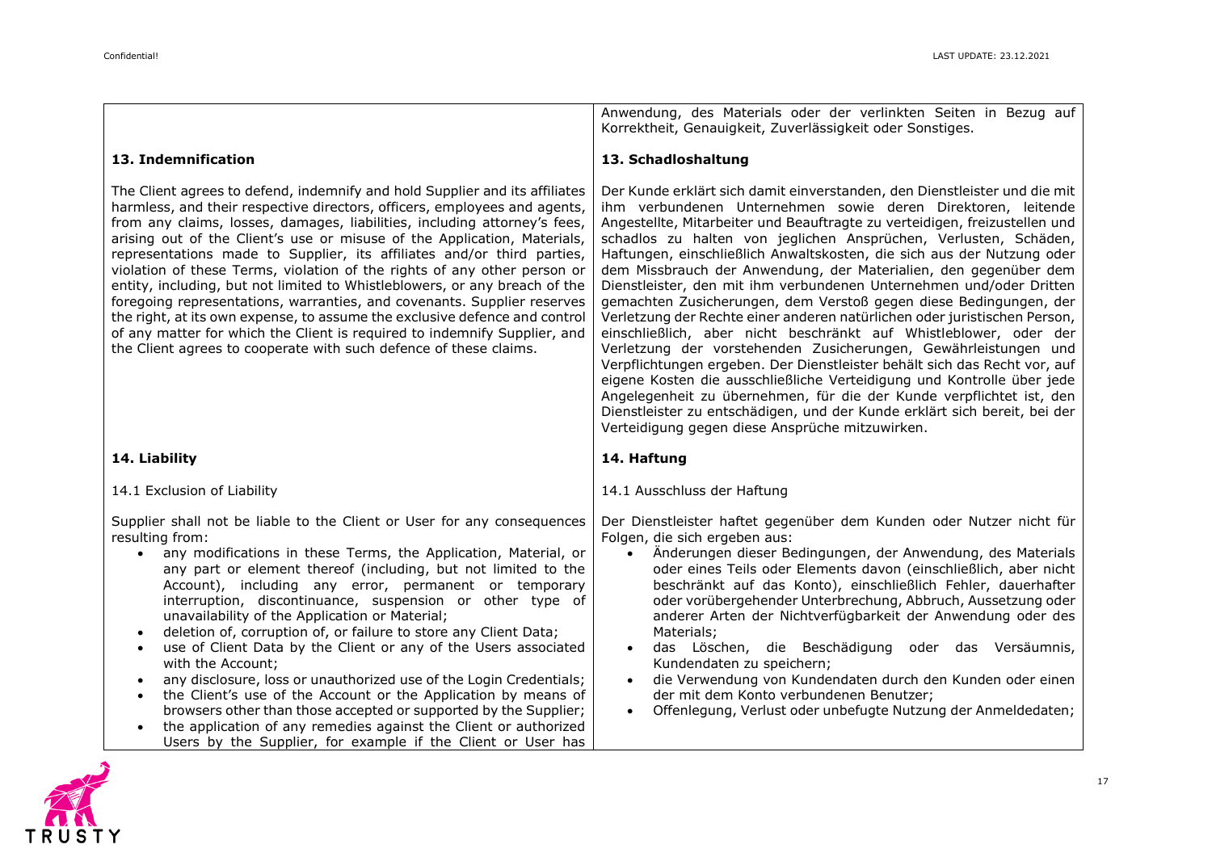Anwendung, des Materials oder der verlinkten Seiten in Bezug auf Korrektheit, Genauigkeit, Zuverlässigkeit oder Sonstiges.

## 13. Indemnification

The Client agrees to defend, indemnify and hold Supplier and its affiliates harmless, and their respective directors, officers, employees and agents, from any claims, losses, damages, liabilities, including attorney's fees, arising out of the Client's use or misuse of the Application, Materials, representations made to Supplier, its affiliates and/or third parties, violation of these Terms, violation of the rights of any other person or entity, including, but not limited to Whistleblowers, or any breach of the foregoing representations, warranties, and covenants. Supplier reserves the right, at its own expense, to assume the exclusive defence and control of any matter for which the Client is required to indemnify Supplier, and the Client agrees to cooperate with such defence of these claims.

## 13. Schadloshaltung

Der Kunde erklärt sich damit einverstanden, den Dienstleister und die mit ihm verbundenen Unternehmen sowie deren Direktoren, leitende Angestellte, Mitarbeiter und Beauftragte zu verteidigen, freizustellen und schadlos zu halten von jeglichen Ansprüchen, Verlusten, Schäden, Haftungen, einschließlich Anwaltskosten, die sich aus der Nutzung oder dem Missbrauch der Anwendung, der Materialien, den gegenüber dem Dienstleister, den mit ihm verbundenen Unternehmen und/oder Dritten gemachten Zusicherungen, dem Verstoß gegen diese Bedingungen, der Verletzung der Rechte einer anderen natürlichen oder juristischen Person, einschließlich, aber nicht beschränkt auf Whistleblower, oder der Verletzung der vorstehenden Zusicherungen, Gewährleistungen und Verpflichtungen ergeben. Der Dienstleister behält sich das Recht vor, auf eigene Kosten die ausschließliche Verteidigung und Kontrolle über jede Angelegenheit zu übernehmen, für die der Kunde verpflichtet ist, den Dienstleister zu entschädigen, und der Kunde erklärt sich bereit, bei der Verteidigung gegen diese Ansprüche mitzuwirken.

## 14. Liability

14.1 Exclusion of Liability

Supplier shall not be liable to the Client or User for any consequences resulting from:

- any modifications in these Terms, the Application, Material, or any part or element thereof (including, but not limited to the Account), including any error, permanent or temporary interruption, discontinuance, suspension or other type of unavailability of the Application or Material;
- deletion of, corruption of, or failure to store any Client Data;
- use of Client Data by the Client or any of the Users associated with the Account;
- any disclosure, loss or unauthorized use of the Login Credentials;
- the Client's use of the Account or the Application by means of browsers other than those accepted or supported by the Supplier;
- the application of any remedies against the Client or authorized Users by the Supplier, for example if the Client or User has

## 14. Haftung

14.1 Ausschluss der Haftung

Der Dienstleister haftet gegenüber dem Kunden oder Nutzer nicht für Folgen, die sich ergeben aus:

- Änderungen dieser Bedingungen, der Anwendung, des Materials oder eines Teils oder Elements davon (einschließlich, aber nicht beschränkt auf das Konto), einschließlich Fehler, dauerhafter oder vorübergehender Unterbrechung, Abbruch, Aussetzung oder anderer Arten der Nichtverfügbarkeit der Anwendung oder des Materials;
- das Löschen, die Beschädigung oder das Versäumnis, Kundendaten zu speichern;
- die Verwendung von Kundendaten durch den Kunden oder einen der mit dem Konto verbundenen Benutzer;
- Offenlegung, Verlust oder unbefugte Nutzung der Anmeldedaten;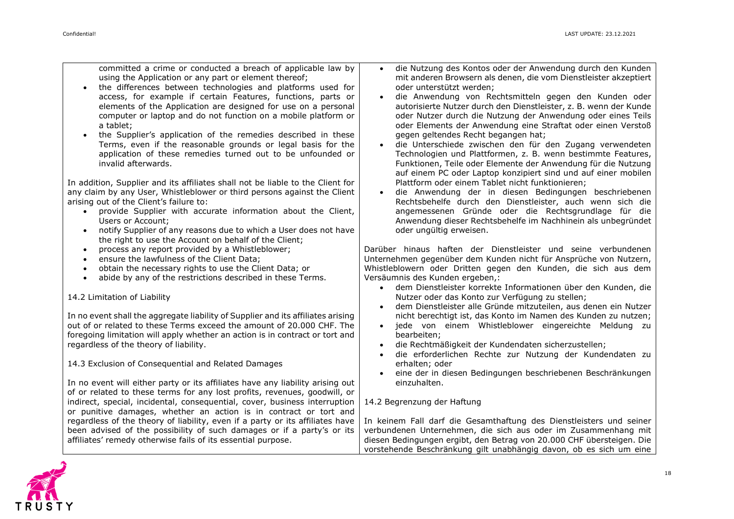committed a crime or conducted a breach of applicable law by using the Application or any part or element thereof;

- the differences between technologies and platforms used for access, for example if certain Features, functions, parts or elements of the Application are designed for use on a personal computer or laptop and do not function on a mobile platform or a tablet;
- the Supplier's application of the remedies described in these Terms, even if the reasonable grounds or legal basis for the application of these remedies turned out to be unfounded or invalid afterwards.

In addition, Supplier and its affiliates shall not be liable to the Client for any claim by any User, Whistleblower or third persons against the Client arising out of the Client's failure to:

- provide Supplier with accurate information about the Client, Users or Account;
- notify Supplier of any reasons due to which a User does not have the right to use the Account on behalf of the Client;
- process any report provided by a Whistleblower;
- ensure the lawfulness of the Client Data;
- obtain the necessary rights to use the Client Data; or
- abide by any of the restrictions described in these Terms.

14.2 Limitation of Liability

In no event shall the aggregate liability of Supplier and its affiliates arising out of or related to these Terms exceed the amount of 20.000 CHF. The foregoing limitation will apply whether an action is in contract or tort and regardless of the theory of liability.

14.3 Exclusion of Consequential and Related Damages

In no event will either party or its affiliates have any liability arising out of or related to these terms for any lost profits, revenues, goodwill, or indirect, special, incidental, consequential, cover, business interruption or punitive damages, whether an action is in contract or tort and regardless of the theory of liability, even if a party or its affiliates have been advised of the possibility of such damages or if a party's or its affiliates' remedy otherwise fails of its essential purpose.

- die Nutzung des Kontos oder der Anwendung durch den Kunden mit anderen Browsern als denen, die vom Dienstleister akzeptiert oder unterstützt werden;
- die Anwendung von Rechtsmitteln gegen den Kunden oder autorisierte Nutzer durch den Dienstleister, z. B. wenn der Kunde oder Nutzer durch die Nutzung der Anwendung oder eines Teils oder Elements der Anwendung eine Straftat oder einen Verstoß gegen geltendes Recht begangen hat;
- die Unterschiede zwischen den für den Zugang verwendeten Technologien und Plattformen, z. B. wenn bestimmte Features, Funktionen, Teile oder Elemente der Anwendung für die Nutzung auf einem PC oder Laptop konzipiert sind und auf einer mobilen Plattform oder einem Tablet nicht funktionieren;
- die Anwendung der in diesen Bedingungen beschriebenen Rechtsbehelfe durch den Dienstleister, auch wenn sich die angemessenen Gründe oder die Rechtsgrundlage für die Anwendung dieser Rechtsbehelfe im Nachhinein als unbegründet oder ungültig erweisen.

Darüber hinaus haften der Dienstleister und seine verbundenen Unternehmen gegenüber dem Kunden nicht für Ansprüche von Nutzern, Whistleblowern oder Dritten gegen den Kunden, die sich aus dem Versäumnis des Kunden ergeben,:

- dem Dienstleister korrekte Informationen über den Kunden, die Nutzer oder das Konto zur Verfügung zu stellen;
- dem Dienstleister alle Gründe mitzuteilen, aus denen ein Nutzer nicht berechtigt ist, das Konto im Namen des Kunden zu nutzen;
- jede von einem Whistleblower eingereichte Meldung zu bearbeiten;
- die Rechtmäßigkeit der Kundendaten sicherzustellen;
- die erforderlichen Rechte zur Nutzung der Kundendaten zu erhalten; oder
- eine der in diesen Bedingungen beschriebenen Beschränkungen einzuhalten.

14.2 Begrenzung der Haftung

In keinem Fall darf die Gesamthaftung des Dienstleisters und seiner verbundenen Unternehmen, die sich aus oder im Zusammenhang mit diesen Bedingungen ergibt, den Betrag von 20.000 CHF übersteigen. Die vorstehende Beschränkung gilt unabhängig davon, ob es sich um eine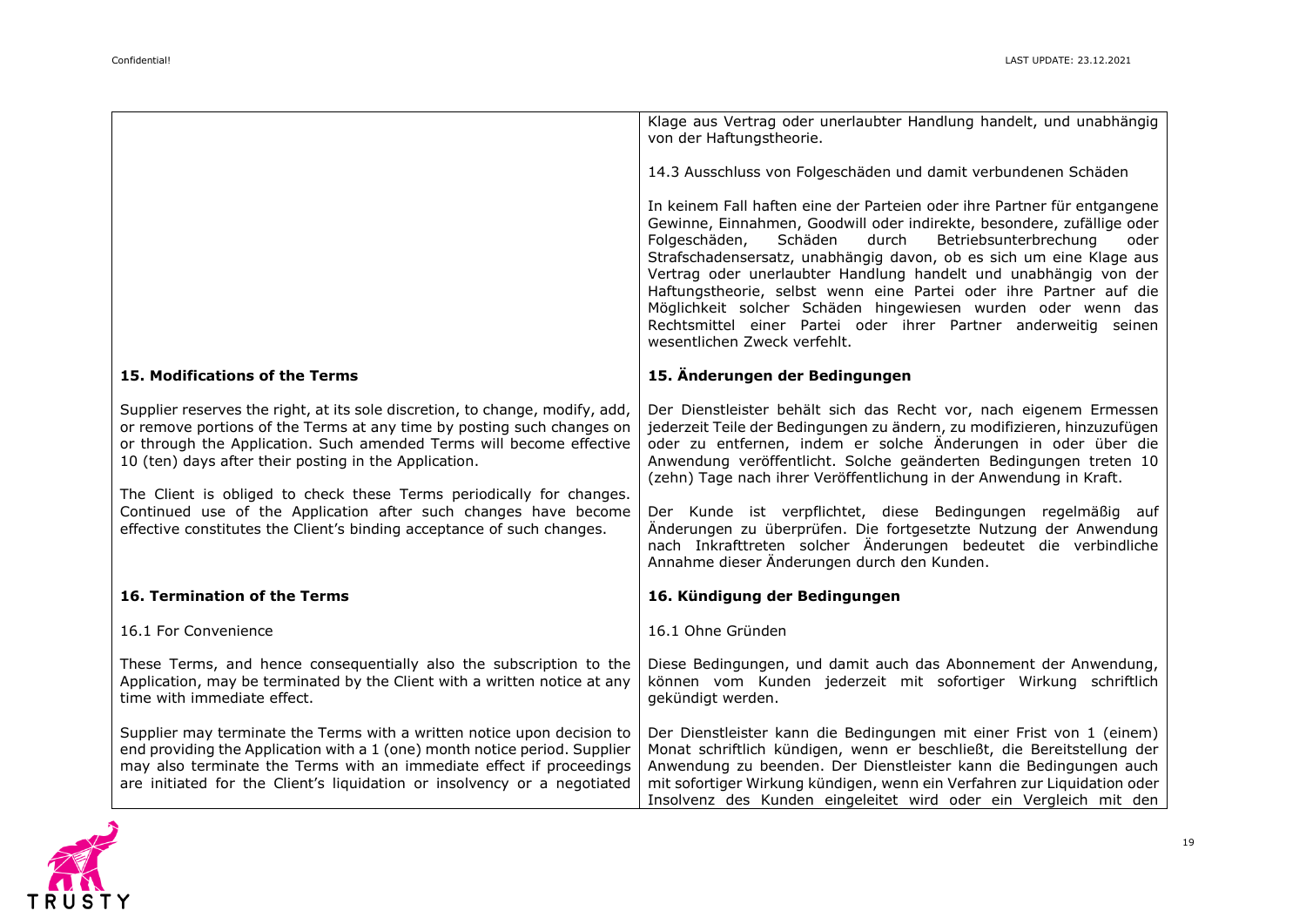| | |
|---|---|
| | Klage aus Vertrag oder unerlaubter Handlung handelt, und unabhängig von der Haftungstheorie. |
| | 14.3 Ausschluss von Folgeschäden und damit verbundenen Schäden |
| | In keinem Fall haften eine der Parteien oder ihre Partner für entgangene Gewinne, Einnahmen, Goodwill oder indirekte, besondere, zufällige oder Folgeschäden, Schäden durch Betriebsunterbrechung oder Strafschadensersatz, unabhängig davon, ob es sich um eine Klage aus Vertrag oder unerlaubter Handlung handelt und unabhängig von der Haftungstheorie, selbst wenn eine Partei oder ihre Partner auf die Möglichkeit solcher Schäden hingewiesen wurden oder wenn das Rechtsmittel einer Partei oder ihrer Partner anderweitig seinen wesentlichen Zweck verfehlt. |
| **15. Modifications of the Terms** | **15. Änderungen der Bedingungen** |
| Supplier reserves the right, at its sole discretion, to change, modify, add, or remove portions of the Terms at any time by posting such changes on or through the Application. Such amended Terms will become effective 10 (ten) days after their posting in the Application. | Der Dienstleister behält sich das Recht vor, nach eigenem Ermessen jederzeit Teile der Bedingungen zu ändern, zu modifizieren, hinzuzufügen oder zu entfernen, indem er solche Änderungen in oder über die Anwendung veröffentlicht. Solche geänderten Bedingungen treten 10 (zehn) Tage nach ihrer Veröffentlichung in der Anwendung in Kraft. |
| The Client is obliged to check these Terms periodically for changes. Continued use of the Application after such changes have become effective constitutes the Client's binding acceptance of such changes. | Der Kunde ist verpflichtet, diese Bedingungen regelmäßig auf Änderungen zu überprüfen. Die fortgesetzte Nutzung der Anwendung nach Inkrafttreten solcher Änderungen bedeutet die verbindliche Annahme dieser Änderungen durch den Kunden. |
| **16. Termination of the Terms** | **16. Kündigung der Bedingungen** |
| 16.1 For Convenience | 16.1 Ohne Gründen |
| These Terms, and hence consequentially also the subscription to the Application, may be terminated by the Client with a written notice at any time with immediate effect. | Diese Bedingungen, und damit auch das Abonnement der Anwendung, können vom Kunden jederzeit mit sofortiger Wirkung schriftlich gekündigt werden. |
| Supplier may terminate the Terms with a written notice upon decision to end providing the Application with a 1 (one) month notice period. Supplier may also terminate the Terms with an immediate effect if proceedings are initiated for the Client's liquidation or insolvency or a negotiated | Der Dienstleister kann die Bedingungen mit einer Frist von 1 (einem) Monat schriftlich kündigen, wenn er beschließt, die Bereitstellung der Anwendung zu beenden. Der Dienstleister kann die Bedingungen auch mit sofortiger Wirkung kündigen, wenn ein Verfahren zur Liquidation oder Insolvenz des Kunden eingeleitet wird oder ein Vergleich mit den |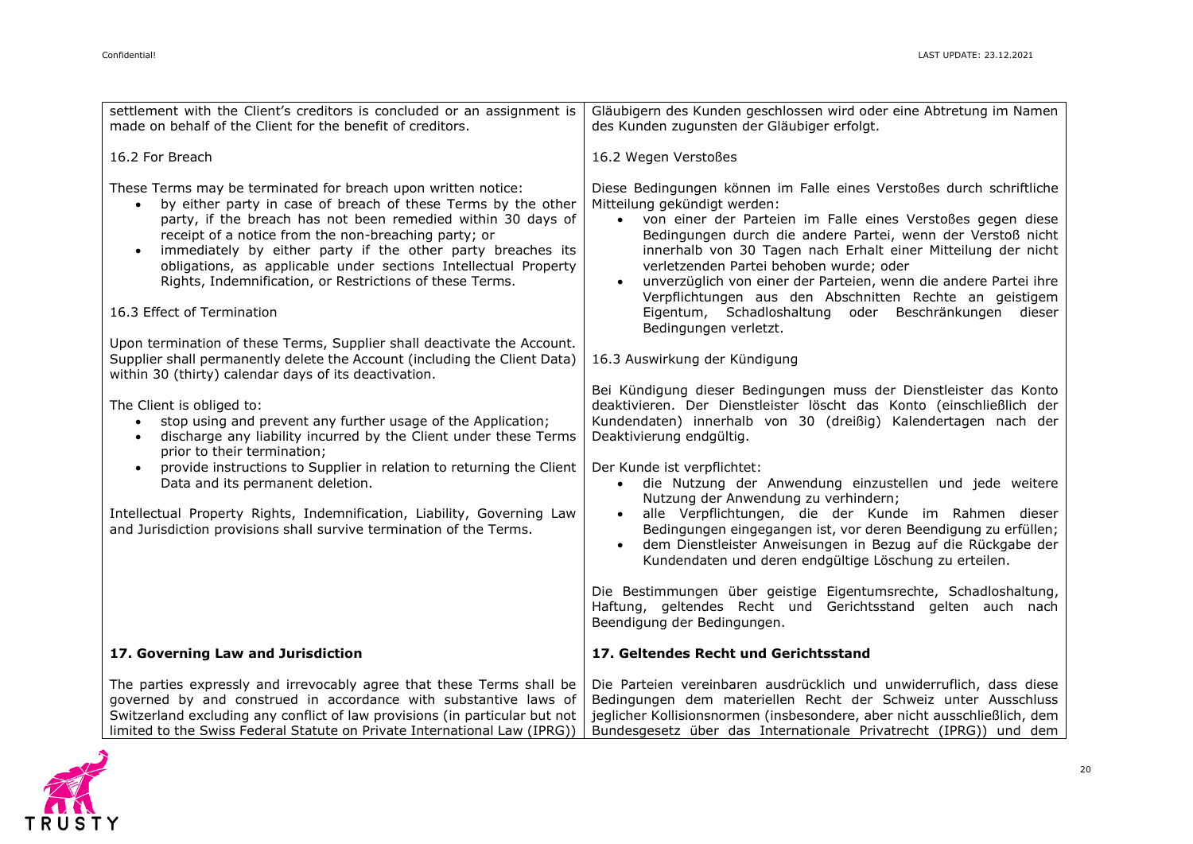| | |
|---|---|
| settlement with the Client's creditors is concluded or an assignment is made on behalf of the Client for the benefit of creditors. | Gläubigern des Kunden geschlossen wird oder eine Abtretung im Namen des Kunden zugunsten der Gläubiger erfolgt. |
| 16.2 For Breach | 16.2 Wegen Verstoßes |
| These Terms may be terminated for breach upon written notice:<br>• by either party in case of breach of these Terms by the other party, if the breach has not been remedied within 30 days of receipt of a notice from the non-breaching party; or<br>• immediately by either party if the other party breaches its obligations, as applicable under sections Intellectual Property Rights, Indemnification, or Restrictions of these Terms. | Diese Bedingungen können im Falle eines Verstoßes durch schriftliche Mitteilung gekündigt werden:<br>• von einer der Parteien im Falle eines Verstoßes gegen diese Bedingungen durch die andere Partei, wenn der Verstoß nicht innerhalb von 30 Tagen nach Erhalt einer Mitteilung der nicht verletzenden Partei behoben wurde; oder<br>• unverzüglich von einer der Parteien, wenn die andere Partei ihre Verpflichtungen aus den Abschnitten Rechte an geistigem Eigentum, Schadloshaltung oder Beschränkungen dieser Bedingungen verletzt. |
| 16.3 Effect of Termination | 16.3 Auswirkung der Kündigung |
| Upon termination of these Terms, Supplier shall deactivate the Account. Supplier shall permanently delete the Account (including the Client Data) within 30 (thirty) calendar days of its deactivation. | Bei Kündigung dieser Bedingungen muss der Dienstleister das Konto deaktivieren. Der Dienstleister löscht das Konto (einschließlich der Kundendaten) innerhalb von 30 (dreißig) Kalendertagen nach der Deaktivierung endgültig. |
| The Client is obliged to:<br>• stop using and prevent any further usage of the Application;<br>• discharge any liability incurred by the Client under these Terms prior to their termination;<br>• provide instructions to Supplier in relation to returning the Client Data and its permanent deletion. | Der Kunde ist verpflichtet:<br>• die Nutzung der Anwendung einzustellen und jede weitere Nutzung der Anwendung zu verhindern;<br>• alle Verpflichtungen, die der Kunde im Rahmen dieser Bedingungen eingegangen ist, vor deren Beendigung zu erfüllen;<br>• dem Dienstleister Anweisungen in Bezug auf die Rückgabe der Kundendaten und deren endgültige Löschung zu erteilen. |
| Intellectual Property Rights, Indemnification, Liability, Governing Law and Jurisdiction provisions shall survive termination of the Terms. | Die Bestimmungen über geistige Eigentumsrechte, Schadloshaltung, Haftung, geltendes Recht und Gerichtsstand gelten auch nach Beendigung der Bedingungen. |
| **17. Governing Law and Jurisdiction** | **17. Geltendes Recht und Gerichtsstand** |
| The parties expressly and irrevocably agree that these Terms shall be governed by and construed in accordance with substantive laws of Switzerland excluding any conflict of law provisions (in particular but not limited to the Swiss Federal Statute on Private International Law (IPRG)) | Die Parteien vereinbaren ausdrücklich und unwiderruflich, dass diese Bedingungen dem materiellen Recht der Schweiz unter Ausschluss jeglicher Kollisionsnormen (insbesondere, aber nicht ausschließlich, dem Bundesgesetz über das Internationale Privatrecht (IPRG)) und dem |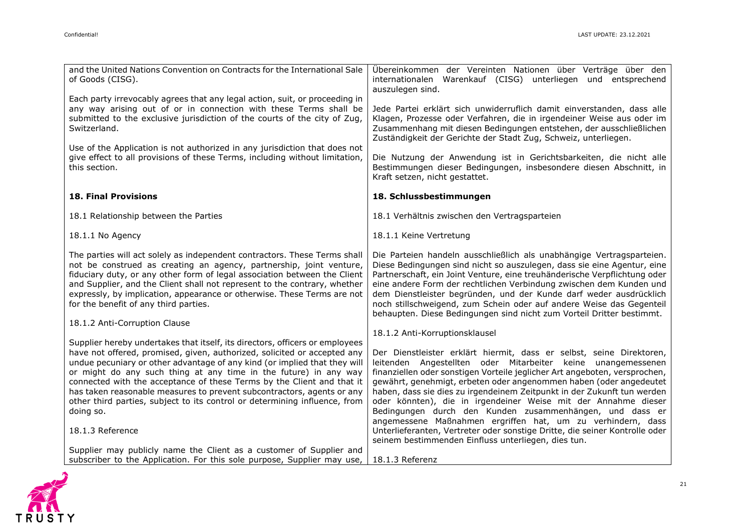| | |
|---|---|
| and the United Nations Convention on Contracts for the International Sale of Goods (CISG). | Übereinkommen der Vereinten Nationen über Verträge über den internationalen Warenkauf (CISG) unterliegen und entsprechend auszulegen sind. |
| Each party irrevocably agrees that any legal action, suit, or proceeding in any way arising out of or in connection with these Terms shall be submitted to the exclusive jurisdiction of the courts of the city of Zug, Switzerland. | Jede Partei erklärt sich unwiderruflich damit einverstanden, dass alle Klagen, Prozesse oder Verfahren, die in irgendeiner Weise aus oder im Zusammenhang mit diesen Bedingungen entstehen, der ausschließlichen Zuständigkeit der Gerichte der Stadt Zug, Schweiz, unterliegen. |
| Use of the Application is not authorized in any jurisdiction that does not give effect to all provisions of these Terms, including without limitation, this section. | Die Nutzung der Anwendung ist in Gerichtsbarkeiten, die nicht alle Bestimmungen dieser Bedingungen, insbesondere diesen Abschnitt, in Kraft setzen, nicht gestattet. |
| **18. Final Provisions** | **18. Schlussbestimmungen** |
| 18.1 Relationship between the Parties | 18.1 Verhältnis zwischen den Vertragsparteien |
| 18.1.1 No Agency | 18.1.1 Keine Vertretung |
| The parties will act solely as independent contractors. These Terms shall not be construed as creating an agency, partnership, joint venture, fiduciary duty, or any other form of legal association between the Client and Supplier, and the Client shall not represent to the contrary, whether expressly, by implication, appearance or otherwise. These Terms are not for the benefit of any third parties. | Die Parteien handeln ausschließlich als unabhängige Vertragsparteien. Diese Bedingungen sind nicht so auszulegen, dass sie eine Agentur, eine Partnerschaft, ein Joint Venture, eine treuhänderische Verpflichtung oder eine andere Form der rechtlichen Verbindung zwischen dem Kunden und dem Dienstleister begründen, und der Kunde darf weder ausdrücklich noch stillschweigend, zum Schein oder auf andere Weise das Gegenteil behaupten. Diese Bedingungen sind nicht zum Vorteil Dritter bestimmt. |
| 18.1.2 Anti-Corruption Clause | 18.1.2 Anti-Korruptionsklausel |
| Supplier hereby undertakes that itself, its directors, officers or employees have not offered, promised, given, authorized, solicited or accepted any undue pecuniary or other advantage of any kind (or implied that they will or might do any such thing at any time in the future) in any way connected with the acceptance of these Terms by the Client and that it has taken reasonable measures to prevent subcontractors, agents or any other third parties, subject to its control or determining influence, from doing so. | Der Dienstleister erklärt hiermit, dass er selbst, seine Direktoren, leitenden Angestellten oder Mitarbeiter keine unangemessenen finanziellen oder sonstigen Vorteile jeglicher Art angeboten, versprochen, gewährt, genehmigt, erbeten oder angenommen haben (oder angedeutet haben, dass sie dies zu irgendeinem Zeitpunkt in der Zukunft tun werden oder könnten), die in irgendeiner Weise mit der Annahme dieser Bedingungen durch den Kunden zusammenhängen, und dass er angemessene Maßnahmen ergriffen hat, um zu verhindern, dass Unterlieferanten, Vertreter oder sonstige Dritte, die seiner Kontrolle oder seinem bestimmenden Einfluss unterliegen, dies tun. |
| 18.1.3 Reference | 18.1.3 Referenz |
| Supplier may publicly name the Client as a customer of Supplier and subscriber to the Application. For this sole purpose, Supplier may use, | |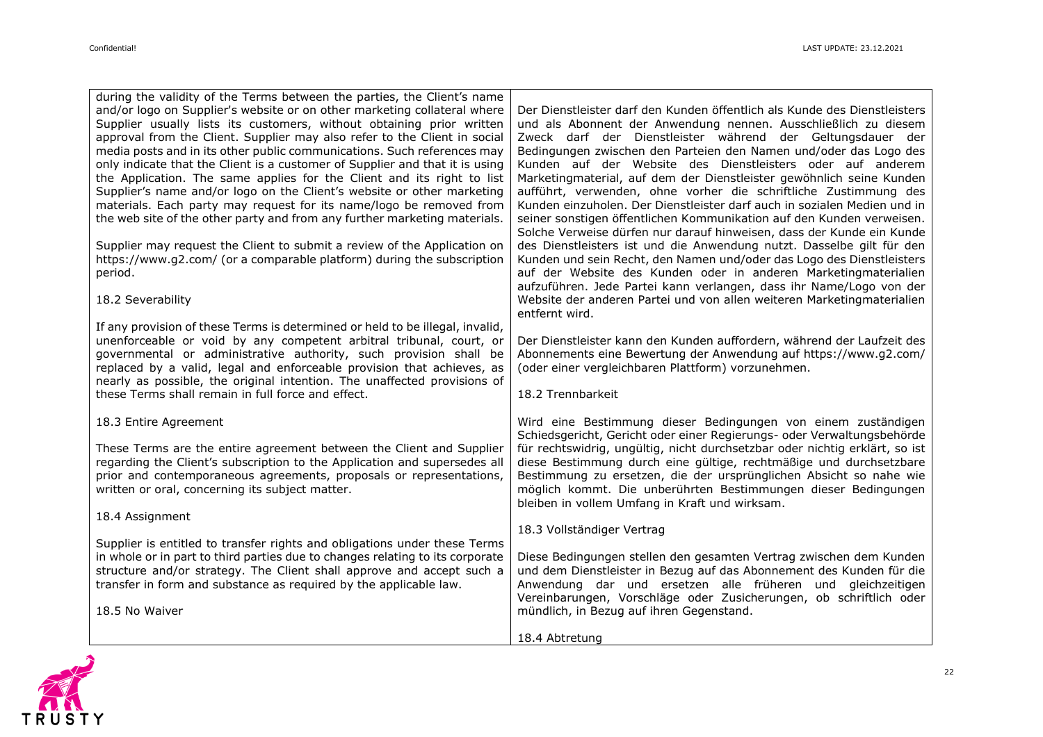| | |
|---|---|
| during the validity of the Terms between the parties, the Client's name and/or logo on Supplier's website or on other marketing collateral where Supplier usually lists its customers, without obtaining prior written approval from the Client. Supplier may also refer to the Client in social media posts and in its other public communications. Such references may only indicate that the Client is a customer of Supplier and that it is using the Application. The same applies for the Client and its right to list Supplier's name and/or logo on the Client's website or other marketing materials. Each party may request for its name/logo be removed from the web site of the other party and from any further marketing materials.<br><br>Supplier may request the Client to submit a review of the Application on https://www.g2.com/ (or a comparable platform) during the subscription period.<br><br>18.2 Severability<br><br>If any provision of these Terms is determined or held to be illegal, invalid, unenforceable or void by any competent arbitral tribunal, court, or governmental or administrative authority, such provision shall be replaced by a valid, legal and enforceable provision that achieves, as nearly as possible, the original intention. The unaffected provisions of these Terms shall remain in full force and effect.<br><br>18.3 Entire Agreement<br><br>These Terms are the entire agreement between the Client and Supplier regarding the Client's subscription to the Application and supersedes all prior and contemporaneous agreements, proposals or representations, written or oral, concerning its subject matter.<br><br>18.4 Assignment<br><br>Supplier is entitled to transfer rights and obligations under these Terms in whole or in part to third parties due to changes relating to its corporate structure and/or strategy. The Client shall approve and accept such a transfer in form and substance as required by the applicable law.<br><br>18.5 No Waiver | Der Dienstleister darf den Kunden öffentlich als Kunde des Dienstleisters und als Abonnent der Anwendung nennen. Ausschließlich zu diesem Zweck darf der Dienstleister während der Geltungsdauer der Bedingungen zwischen den Parteien den Namen und/oder das Logo des Kunden auf der Website des Dienstleisters oder auf anderem Marketingmaterial, auf dem der Dienstleister gewöhnlich seine Kunden aufführt, verwenden, ohne vorher die schriftliche Zustimmung des Kunden einzuholen. Der Dienstleister darf auch in sozialen Medien und in seiner sonstigen öffentlichen Kommunikation auf den Kunden verweisen. Solche Verweise dürfen nur darauf hinweisen, dass der Kunde ein Kunde des Dienstleisters ist und die Anwendung nutzt. Dasselbe gilt für den Kunden und sein Recht, den Namen und/oder das Logo des Dienstleisters auf der Website des Kunden oder in anderen Marketingmaterialien aufzuführen. Jede Partei kann verlangen, dass ihr Name/Logo von der Website der anderen Partei und von allen weiteren Marketingmaterialien entfernt wird.<br><br>Der Dienstleister kann den Kunden auffordern, während der Laufzeit des Abonnements eine Bewertung der Anwendung auf https://www.g2.com/ (oder einer vergleichbaren Plattform) vorzunehmen.<br><br>18.2 Trennbarkeit<br><br>Wird eine Bestimmung dieser Bedingungen von einem zuständigen Schiedsgericht, Gericht oder einer Regierungs- oder Verwaltungsbehörde für rechtswidrig, ungültig, nicht durchsetzbar oder nichtig erklärt, so ist diese Bestimmung durch eine gültige, rechtmäßige und durchsetzbare Bestimmung zu ersetzen, die der ursprünglichen Absicht so nahe wie möglich kommt. Die unberührten Bestimmungen dieser Bedingungen bleiben in vollem Umfang in Kraft und wirksam.<br><br>18.3 Vollständiger Vertrag<br><br>Diese Bedingungen stellen den gesamten Vertrag zwischen dem Kunden und dem Dienstleister in Bezug auf das Abonnement des Kunden für die Anwendung dar und ersetzen alle früheren und gleichzeitigen Vereinbarungen, Vorschläge oder Zusicherungen, ob schriftlich oder mündlich, in Bezug auf ihren Gegenstand.<br><br>18.4 Abtretung |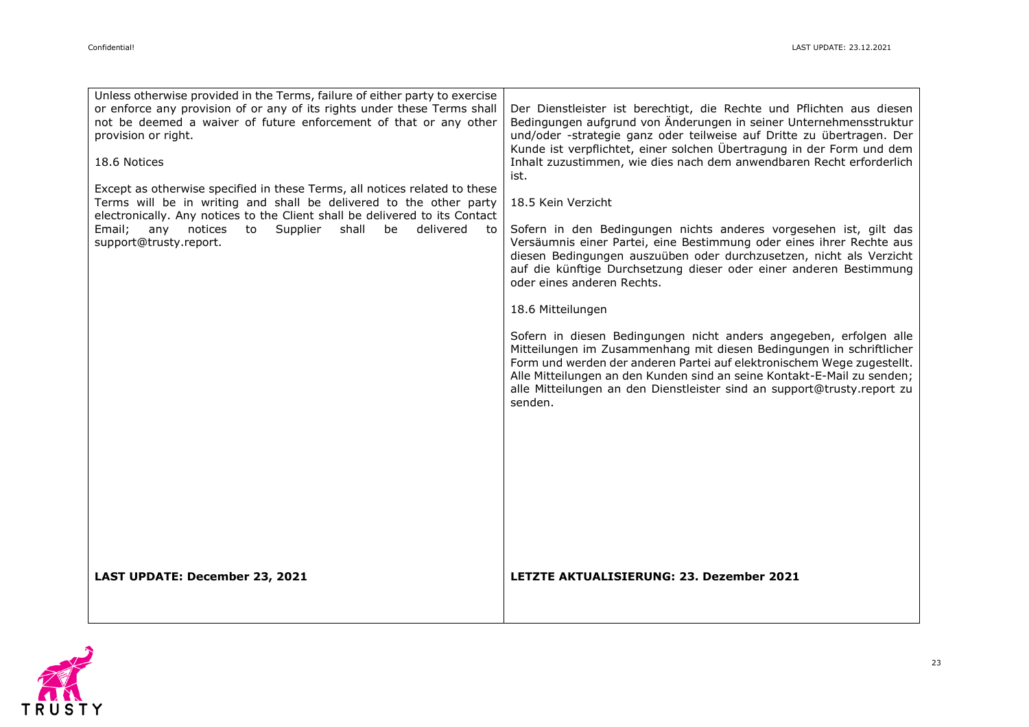| | |
|---|---|
| Unless otherwise provided in the Terms, failure of either party to exercise or enforce any provision of or any of its rights under these Terms shall not be deemed a waiver of future enforcement of that or any other provision or right.<br><br>18.6 Notices<br><br>Except as otherwise specified in these Terms, all notices related to these Terms will be in writing and shall be delivered to the other party electronically. Any notices to the Client shall be delivered to its Contact Email; any notices to Supplier shall be delivered to support@trusty.report. | Der Dienstleister ist berechtigt, die Rechte und Pflichten aus diesen Bedingungen aufgrund von Änderungen in seiner Unternehmensstruktur und/oder -strategie ganz oder teilweise auf Dritte zu übertragen. Der Kunde ist verpflichtet, einer solchen Übertragung in der Form und dem Inhalt zuzustimmen, wie dies nach dem anwendbaren Recht erforderlich ist.<br><br>18.5 Kein Verzicht<br><br>Sofern in den Bedingungen nichts anderes vorgesehen ist, gilt das Versäumnis einer Partei, eine Bestimmung oder eines ihrer Rechte aus diesen Bedingungen auszuüben oder durchzusetzen, nicht als Verzicht auf die künftige Durchsetzung dieser oder einer anderen Bestimmung oder eines anderen Rechts.<br><br>18.6 Mitteilungen<br><br>Sofern in diesen Bedingungen nicht anders angegeben, erfolgen alle Mitteilungen im Zusammenhang mit diesen Bedingungen in schriftlicher Form und werden der anderen Partei auf elektronischem Wege zugestellt. Alle Mitteilungen an den Kunden sind an seine Kontakt-E-Mail zu senden; alle Mitteilungen an den Dienstleister sind an support@trusty.report zu senden. |
| **LAST UPDATE: December 23, 2021** | **LETZTE AKTUALISIERUNG: 23. Dezember 2021** |